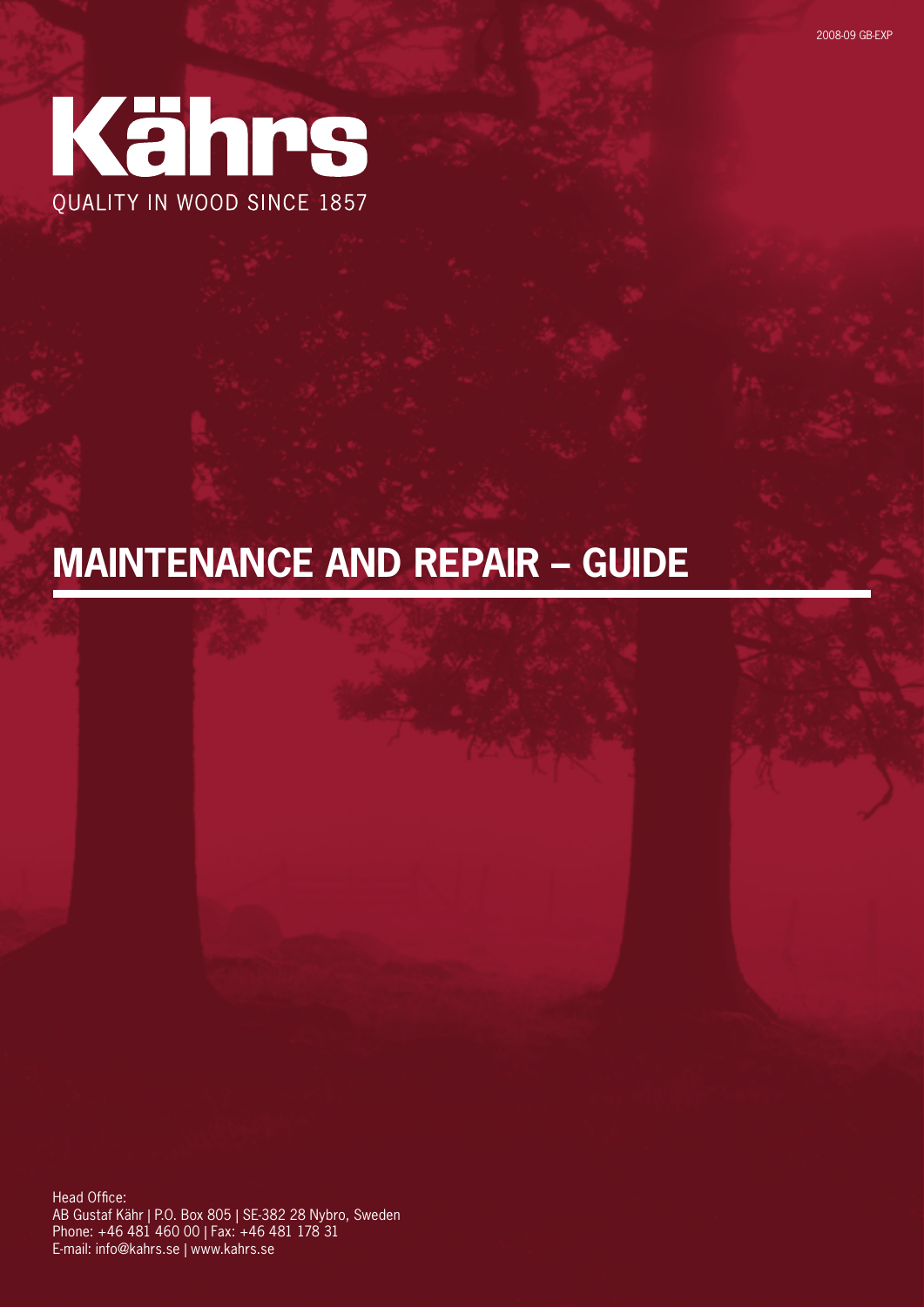2008-09 GB-EXP

# Kährs

QUALITY IN WOOD SINCE 1857

# MAINTENANCE AND REPAIR – GUIDE

Head Office:
AB Gustaf Kähr | P.O. Box 805 | SE-382 28 Nybro, Sweden
Phone: +46 481 460 00 | Fax: +46 481 178 31
E-mail: info@kahrs.se | www.kahrs.se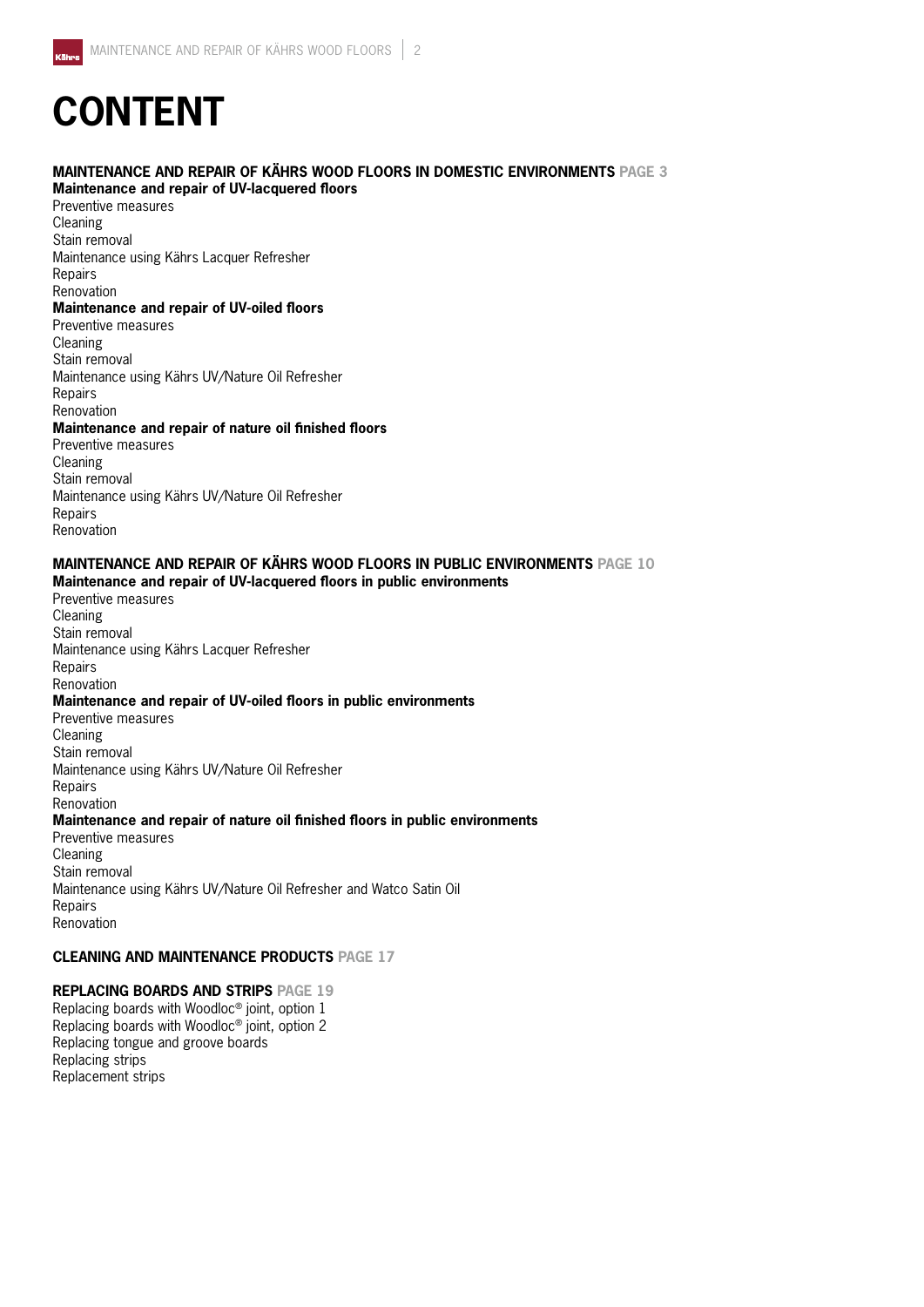# CONTENT

**MAINTENANCE AND REPAIR OF KÄHRS WOOD FLOORS IN DOMESTIC ENVIRONMENTS** PAGE 3

**Maintenance and repair of UV-lacquered floors**

Preventive measures
Cleaning
Stain removal
Maintenance using Kährs Lacquer Refresher
Repairs
Renovation

**Maintenance and repair of UV-oiled floors**

Preventive measures
Cleaning
Stain removal
Maintenance using Kährs UV/Nature Oil Refresher
Repairs
Renovation

**Maintenance and repair of nature oil finished floors**

Preventive measures
Cleaning
Stain removal
Maintenance using Kährs UV/Nature Oil Refresher
Repairs
Renovation

**MAINTENANCE AND REPAIR OF KÄHRS WOOD FLOORS IN PUBLIC ENVIRONMENTS** PAGE 10

**Maintenance and repair of UV-lacquered floors in public environments**

Preventive measures
Cleaning
Stain removal
Maintenance using Kährs Lacquer Refresher
Repairs
Renovation

**Maintenance and repair of UV-oiled floors in public environments**

Preventive measures
Cleaning
Stain removal
Maintenance using Kährs UV/Nature Oil Refresher
Repairs
Renovation

**Maintenance and repair of nature oil finished floors in public environments**

Preventive measures
Cleaning
Stain removal
Maintenance using Kährs UV/Nature Oil Refresher and Watco Satin Oil
Repairs
Renovation

**CLEANING AND MAINTENANCE PRODUCTS** PAGE 17

**REPLACING BOARDS AND STRIPS** PAGE 19

Replacing boards with Woodloc® joint, option 1
Replacing boards with Woodloc® joint, option 2
Replacing tongue and groove boards
Replacing strips
Replacement strips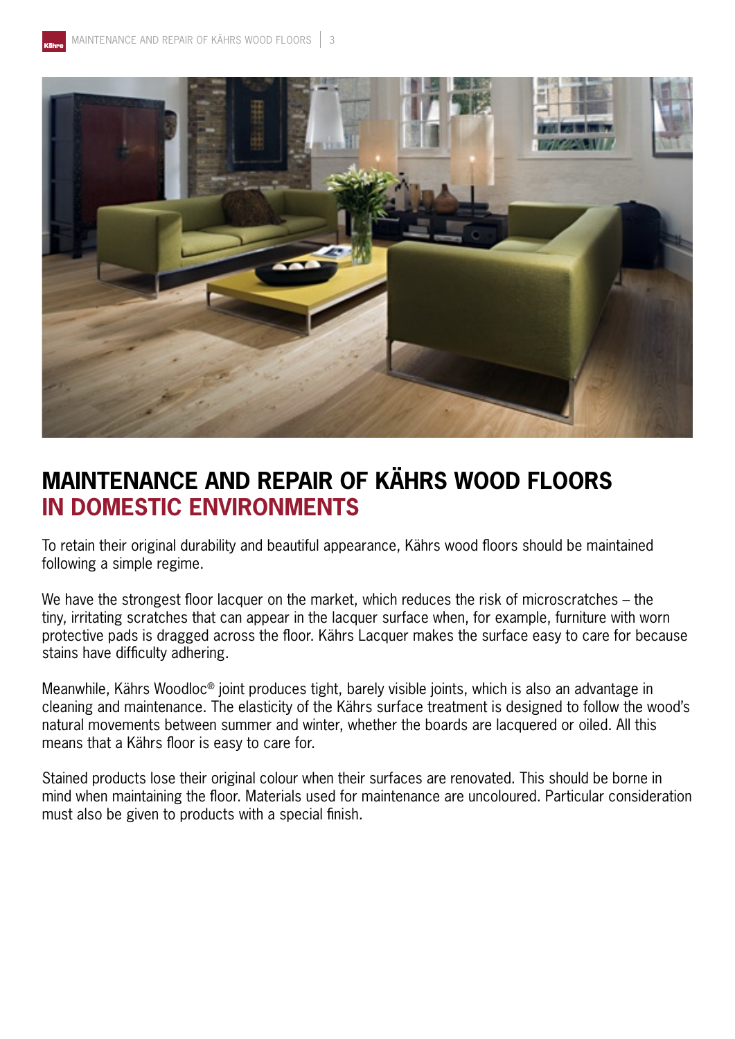# MAINTENANCE AND REPAIR OF KÄHRS WOOD FLOORS IN DOMESTIC ENVIRONMENTS

To retain their original durability and beautiful appearance, Kährs wood floors should be maintained following a simple regime.

We have the strongest floor lacquer on the market, which reduces the risk of microscratches – the tiny, irritating scratches that can appear in the lacquer surface when, for example, furniture with worn protective pads is dragged across the floor. Kährs Lacquer makes the surface easy to care for because stains have difficulty adhering.

Meanwhile, Kährs Woodloc® joint produces tight, barely visible joints, which is also an advantage in cleaning and maintenance. The elasticity of the Kährs surface treatment is designed to follow the wood's natural movements between summer and winter, whether the boards are lacquered or oiled. All this means that a Kährs floor is easy to care for.

Stained products lose their original colour when their surfaces are renovated. This should be borne in mind when maintaining the floor. Materials used for maintenance are uncoloured. Particular consideration must also be given to products with a special finish.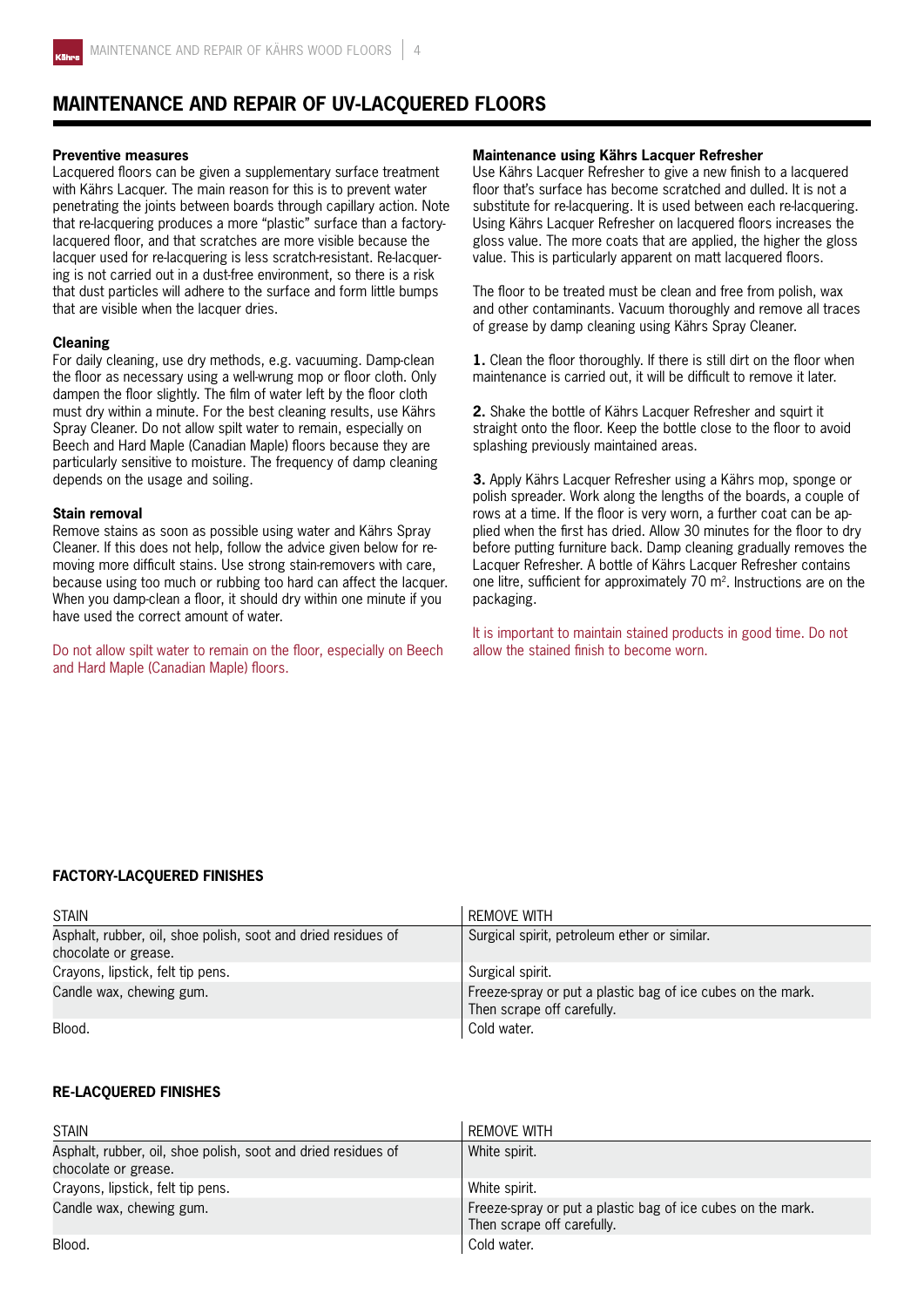# MAINTENANCE AND REPAIR OF UV-LACQUERED FLOORS

**Preventive measures**

Lacquered floors can be given a supplementary surface treatment with Kährs Lacquer. The main reason for this is to prevent water penetrating the joints between boards through capillary action. Note that re-lacquering produces a more "plastic" surface than a factory-lacquered floor, and that scratches are more visible because the lacquer used for re-lacquering is less scratch-resistant. Re-lacquering is not carried out in a dust-free environment, so there is a risk that dust particles will adhere to the surface and form little bumps that are visible when the lacquer dries.

**Cleaning**

For daily cleaning, use dry methods, e.g. vacuuming. Damp-clean the floor as necessary using a well-wrung mop or floor cloth. Only dampen the floor slightly. The film of water left by the floor cloth must dry within a minute. For the best cleaning results, use Kährs Spray Cleaner. Do not allow spilt water to remain, especially on Beech and Hard Maple (Canadian Maple) floors because they are particularly sensitive to moisture. The frequency of damp cleaning depends on the usage and soiling.

**Stain removal**

Remove stains as soon as possible using water and Kährs Spray Cleaner. If this does not help, follow the advice given below for removing more difficult stains. Use strong stain-removers with care, because using too much or rubbing too hard can affect the lacquer. When you damp-clean a floor, it should dry within one minute if you have used the correct amount of water.

Do not allow spilt water to remain on the floor, especially on Beech and Hard Maple (Canadian Maple) floors.

**Maintenance using Kährs Lacquer Refresher**

Use Kährs Lacquer Refresher to give a new finish to a lacquered floor that's surface has become scratched and dulled. It is not a substitute for re-lacquering. It is used between each re-lacquering. Using Kährs Lacquer Refresher on lacquered floors increases the gloss value. The more coats that are applied, the higher the gloss value. This is particularly apparent on matt lacquered floors.

The floor to be treated must be clean and free from polish, wax and other contaminants. Vacuum thoroughly and remove all traces of grease by damp cleaning using Kährs Spray Cleaner.

**1.** Clean the floor thoroughly. If there is still dirt on the floor when maintenance is carried out, it will be difficult to remove it later.

**2.** Shake the bottle of Kährs Lacquer Refresher and squirt it straight onto the floor. Keep the bottle close to the floor to avoid splashing previously maintained areas.

**3.** Apply Kährs Lacquer Refresher using a Kährs mop, sponge or polish spreader. Work along the lengths of the boards, a couple of rows at a time. If the floor is very worn, a further coat can be applied when the first has dried. Allow 30 minutes for the floor to dry before putting furniture back. Damp cleaning gradually removes the Lacquer Refresher. A bottle of Kährs Lacquer Refresher contains one litre, sufficient for approximately 70 m². Instructions are on the packaging.

It is important to maintain stained products in good time. Do not allow the stained finish to become worn.

**FACTORY-LACQUERED FINISHES**

| STAIN | REMOVE WITH |
|---|---|
| Asphalt, rubber, oil, shoe polish, soot and dried residues of chocolate or grease. | Surgical spirit, petroleum ether or similar. |
| Crayons, lipstick, felt tip pens. | Surgical spirit. |
| Candle wax, chewing gum. | Freeze-spray or put a plastic bag of ice cubes on the mark. Then scrape off carefully. |
| Blood. | Cold water. |

**RE-LACQUERED FINISHES**

| STAIN | REMOVE WITH |
|---|---|
| Asphalt, rubber, oil, shoe polish, soot and dried residues of chocolate or grease. | White spirit. |
| Crayons, lipstick, felt tip pens. | White spirit. |
| Candle wax, chewing gum. | Freeze-spray or put a plastic bag of ice cubes on the mark. Then scrape off carefully. |
| Blood. | Cold water. |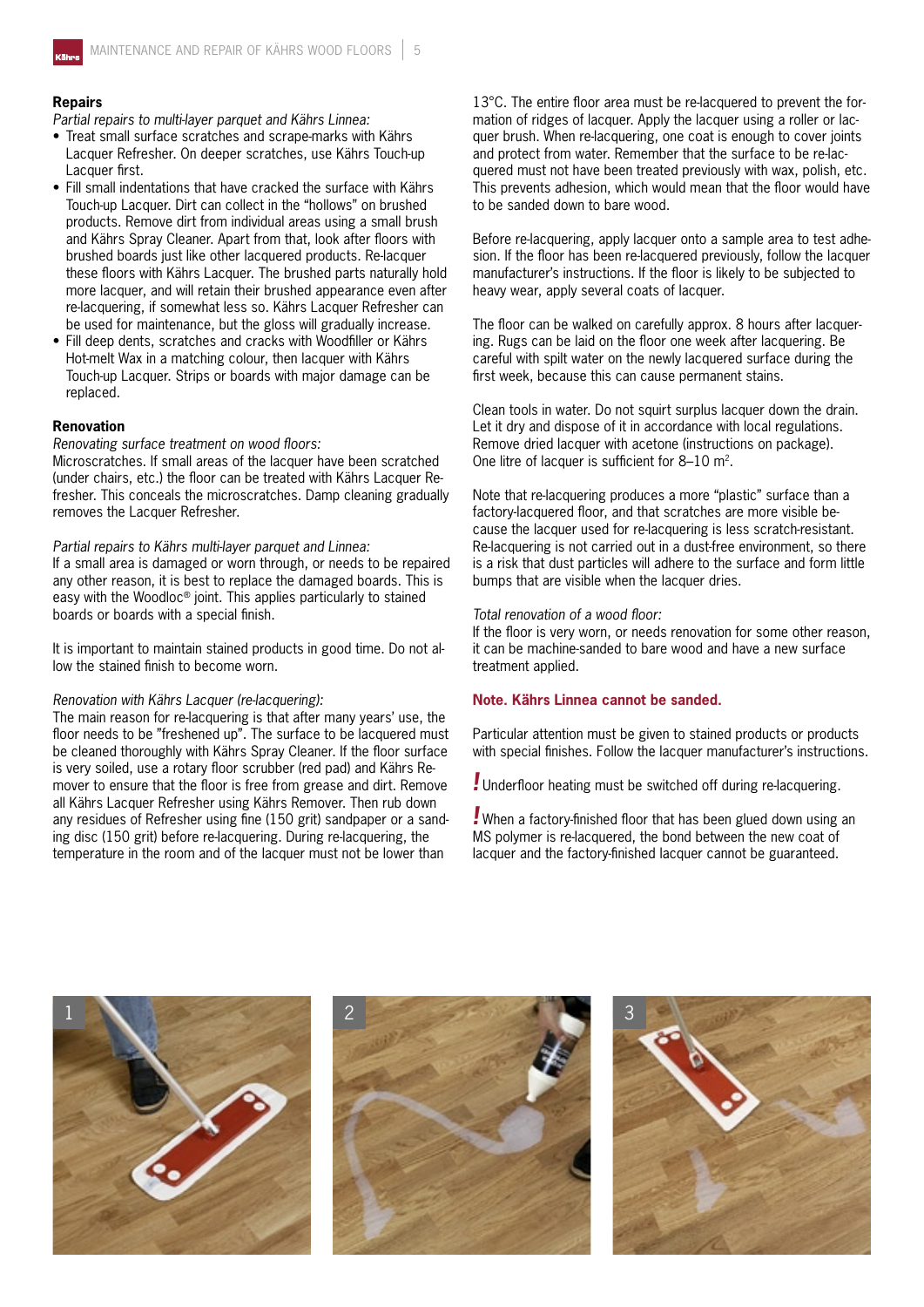### Repairs

*Partial repairs to multi-layer parquet and Kährs Linnea:*

- Treat small surface scratches and scrape-marks with Kährs Lacquer Refresher. On deeper scratches, use Kährs Touch-up Lacquer first.
- Fill small indentations that have cracked the surface with Kährs Touch-up Lacquer. Dirt can collect in the "hollows" on brushed products. Remove dirt from individual areas using a small brush and Kährs Spray Cleaner. Apart from that, look after floors with brushed boards just like other lacquered products. Re-lacquer these floors with Kährs Lacquer. The brushed parts naturally hold more lacquer, and will retain their brushed appearance even after re-lacquering, if somewhat less so. Kährs Lacquer Refresher can be used for maintenance, but the gloss will gradually increase.
- Fill deep dents, scratches and cracks with Woodfiller or Kährs Hot-melt Wax in a matching colour, then lacquer with Kährs Touch-up Lacquer. Strips or boards with major damage can be replaced.

### Renovation

*Renovating surface treatment on wood floors:*

Microscratches. If small areas of the lacquer have been scratched (under chairs, etc.) the floor can be treated with Kährs Lacquer Refresher. This conceals the microscratches. Damp cleaning gradually removes the Lacquer Refresher.

*Partial repairs to Kährs multi-layer parquet and Linnea:*

If a small area is damaged or worn through, or needs to be repaired any other reason, it is best to replace the damaged boards. This is easy with the Woodloc® joint. This applies particularly to stained boards or boards with a special finish.

It is important to maintain stained products in good time. Do not allow the stained finish to become worn.

*Renovation with Kährs Lacquer (re-lacquering):*

The main reason for re-lacquering is that after many years' use, the floor needs to be "freshened up". The surface to be lacquered must be cleaned thoroughly with Kährs Spray Cleaner. If the floor surface is very soiled, use a rotary floor scrubber (red pad) and Kährs Remover to ensure that the floor is free from grease and dirt. Remove all Kährs Lacquer Refresher using Kährs Remover. Then rub down any residues of Refresher using fine (150 grit) sandpaper or a sanding disc (150 grit) before re-lacquering. During re-lacquering, the temperature in the room and of the lacquer must not be lower than 13°C. The entire floor area must be re-lacquered to prevent the formation of ridges of lacquer. Apply the lacquer using a roller or lacquer brush. When re-lacquering, one coat is enough to cover joints and protect from water. Remember that the surface to be re-lacquered must not have been treated previously with wax, polish, etc. This prevents adhesion, which would mean that the floor would have to be sanded down to bare wood.

Before re-lacquering, apply lacquer onto a sample area to test adhesion. If the floor has been re-lacquered previously, follow the lacquer manufacturer's instructions. If the floor is likely to be subjected to heavy wear, apply several coats of lacquer.

The floor can be walked on carefully approx. 8 hours after lacquering. Rugs can be laid on the floor one week after lacquering. Be careful with spilt water on the newly lacquered surface during the first week, because this can cause permanent stains.

Clean tools in water. Do not squirt surplus lacquer down the drain. Let it dry and dispose of it in accordance with local regulations. Remove dried lacquer with acetone (instructions on package). One litre of lacquer is sufficient for 8–10 m².

Note that re-lacquering produces a more "plastic" surface than a factory-lacquered floor, and that scratches are more visible because the lacquer used for re-lacquering is less scratch-resistant. Re-lacquering is not carried out in a dust-free environment, so there is a risk that dust particles will adhere to the surface and form little bumps that are visible when the lacquer dries.

*Total renovation of a wood floor:*

If the floor is very worn, or needs renovation for some other reason, it can be machine-sanded to bare wood and have a new surface treatment applied.

**Note. Kährs Linnea cannot be sanded.**

Particular attention must be given to stained products or products with special finishes. Follow the lacquer manufacturer's instructions.

**!** Underfloor heating must be switched off during re-lacquering.

**!** When a factory-finished floor that has been glued down using an MS polymer is re-lacquered, the bond between the new coat of lacquer and the factory-finished surface cannot be guaranteed.

1

2

3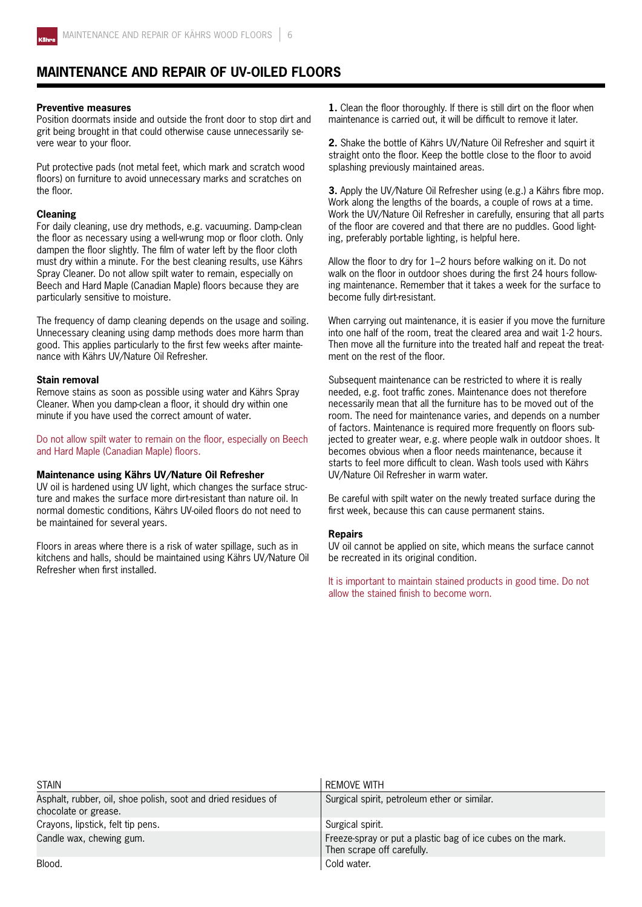## MAINTENANCE AND REPAIR OF UV-OILED FLOORS

**Preventive measures**
Position doormats inside and outside the front door to stop dirt and grit being brought in that could otherwise cause unnecessarily severe wear to your floor.

Put protective pads (not metal feet, which mark and scratch wood floors) on furniture to avoid unnecessary marks and scratches on the floor.

**Cleaning**
For daily cleaning, use dry methods, e.g. vacuuming. Damp-clean the floor as necessary using a well-wrung mop or floor cloth. Only dampen the floor slightly. The film of water left by the floor cloth must dry within a minute. For the best cleaning results, use Kährs Spray Cleaner. Do not allow spilt water to remain, especially on Beech and Hard Maple (Canadian Maple) floors because they are particularly sensitive to moisture.

The frequency of damp cleaning depends on the usage and soiling. Unnecessary cleaning using damp methods does more harm than good. This applies particularly to the first few weeks after maintenance with Kährs UV/Nature Oil Refresher.

**Stain removal**
Remove stains as soon as possible using water and Kährs Spray Cleaner. When you damp-clean a floor, it should dry within one minute if you have used the correct amount of water.

Do not allow spilt water to remain on the floor, especially on Beech and Hard Maple (Canadian Maple) floors.

**Maintenance using Kährs UV/Nature Oil Refresher**
UV oil is hardened using UV light, which changes the surface structure and makes the surface more dirt-resistant than nature oil. In normal domestic conditions, Kährs UV-oiled floors do not need to be maintained for several years.

Floors in areas where there is a risk of water spillage, such as in kitchens and halls, should be maintained using Kährs UV/Nature Oil Refresher when first installed.

**1.** Clean the floor thoroughly. If there is still dirt on the floor when maintenance is carried out, it will be difficult to remove it later.

**2.** Shake the bottle of Kährs UV/Nature Oil Refresher and squirt it straight onto the floor. Keep the bottle close to the floor to avoid splashing previously maintained areas.

**3.** Apply the UV/Nature Oil Refresher using (e.g.) a Kährs fibre mop. Work along the lengths of the boards, a couple of rows at a time. Work the UV/Nature Oil Refresher in carefully, ensuring that all parts of the floor are covered and that there are no puddles. Good lighting, preferably portable lighting, is helpful here.

Allow the floor to dry for 1–2 hours before walking on it. Do not walk on the floor in outdoor shoes during the first 24 hours following maintenance. Remember that it takes a week for the surface to become fully dirt-resistant.

When carrying out maintenance, it is easier if you move the furniture into one half of the room, treat the cleared area and wait 1-2 hours. Then move all the furniture into the treated half and repeat the treatment on the rest of the floor.

Subsequent maintenance can be restricted to where it is really needed, e.g. foot traffic zones. Maintenance does not therefore necessarily mean that all the furniture has to be moved out of the room. The need for maintenance varies, and depends on a number of factors. Maintenance is required more frequently on floors subjected to greater wear, e.g. where people walk in outdoor shoes. It becomes obvious when a floor needs maintenance, because it starts to feel more difficult to clean. Wash tools used with Kährs UV/Nature Oil Refresher in warm water.

Be careful with spilt water on the newly treated surface during the first week, because this can cause permanent stains.

**Repairs**
UV oil cannot be applied on site, which means the surface cannot be recreated in its original condition.

It is important to maintain stained products in good time. Do not allow the stained finish to become worn.

| STAIN | REMOVE WITH |
|---|---|
| Asphalt, rubber, oil, shoe polish, soot and dried residues of chocolate or grease. | Surgical spirit, petroleum ether or similar. |
| Crayons, lipstick, felt tip pens. | Surgical spirit. |
| Candle wax, chewing gum. | Freeze-spray or put a plastic bag of ice cubes on the mark. Then scrape off carefully. |
| Blood. | Cold water. |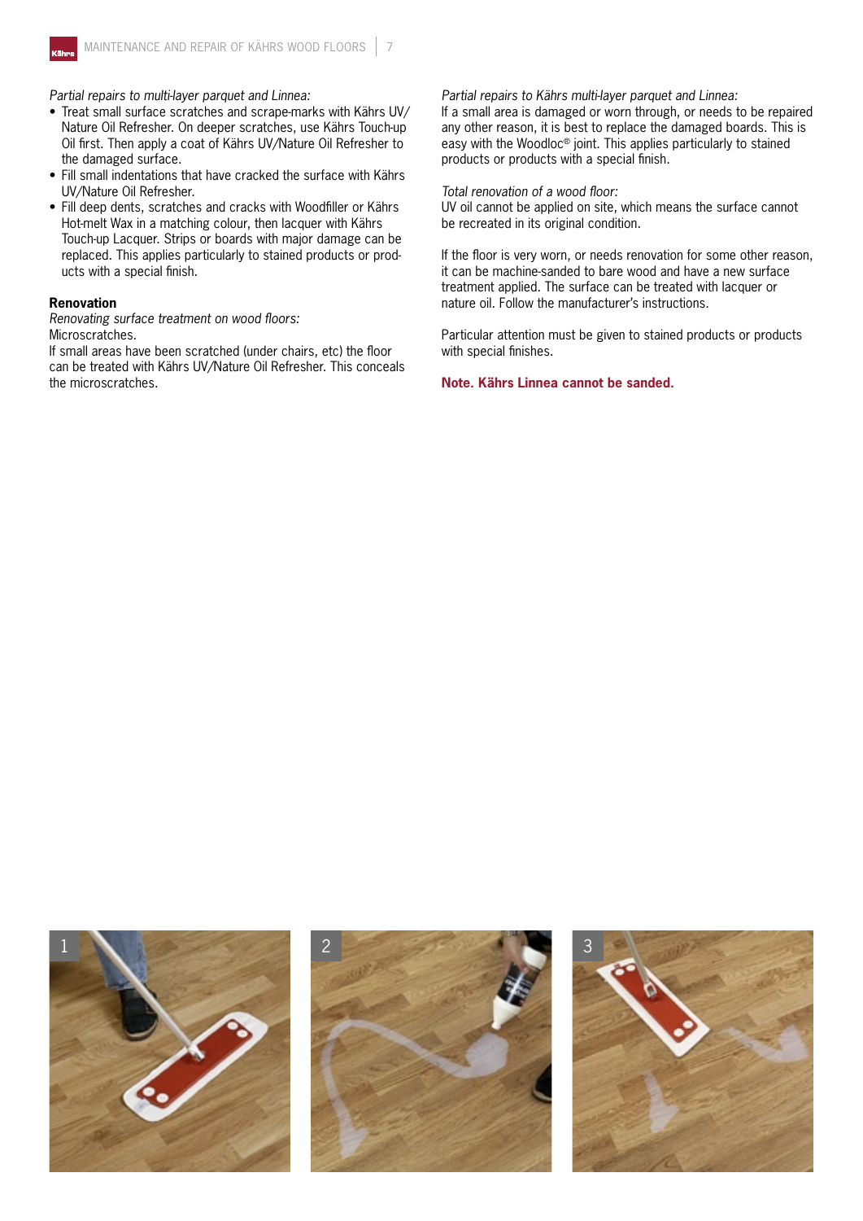*Partial repairs to multi-layer parquet and Linnea:*

- Treat small surface scratches and scrape-marks with Kährs UV/ Nature Oil Refresher. On deeper scratches, use Kährs Touch-up Oil first. Then apply a coat of Kährs UV/Nature Oil Refresher to the damaged surface.
- Fill small indentations that have cracked the surface with Kährs UV/Nature Oil Refresher.
- Fill deep dents, scratches and cracks with Woodfiller or Kährs Hot-melt Wax in a matching colour, then lacquer with Kährs Touch-up Lacquer. Strips or boards with major damage can be replaced. This applies particularly to stained products or products with a special finish.

**Renovation**

*Renovating surface treatment on wood floors:*

Microscratches.

If small areas have been scratched (under chairs, etc) the floor can be treated with Kährs UV/Nature Oil Refresher. This conceals the microscratches.

*Partial repairs to Kährs multi-layer parquet and Linnea:*

If a small area is damaged or worn through, or needs to be repaired any other reason, it is best to replace the damaged boards. This is easy with the Woodloc® joint. This applies particularly to stained products or products with a special finish.

*Total renovation of a wood floor:*

UV oil cannot be applied on site, which means the surface cannot be recreated in its original condition.

If the floor is very worn, or needs renovation for some other reason, it can be machine-sanded to bare wood and have a new surface treatment applied. The surface can be treated with lacquer or nature oil. Follow the manufacturer's instructions.

Particular attention must be given to stained products or products with special finishes.

**Note. Kährs Linnea cannot be sanded.**

1

2

3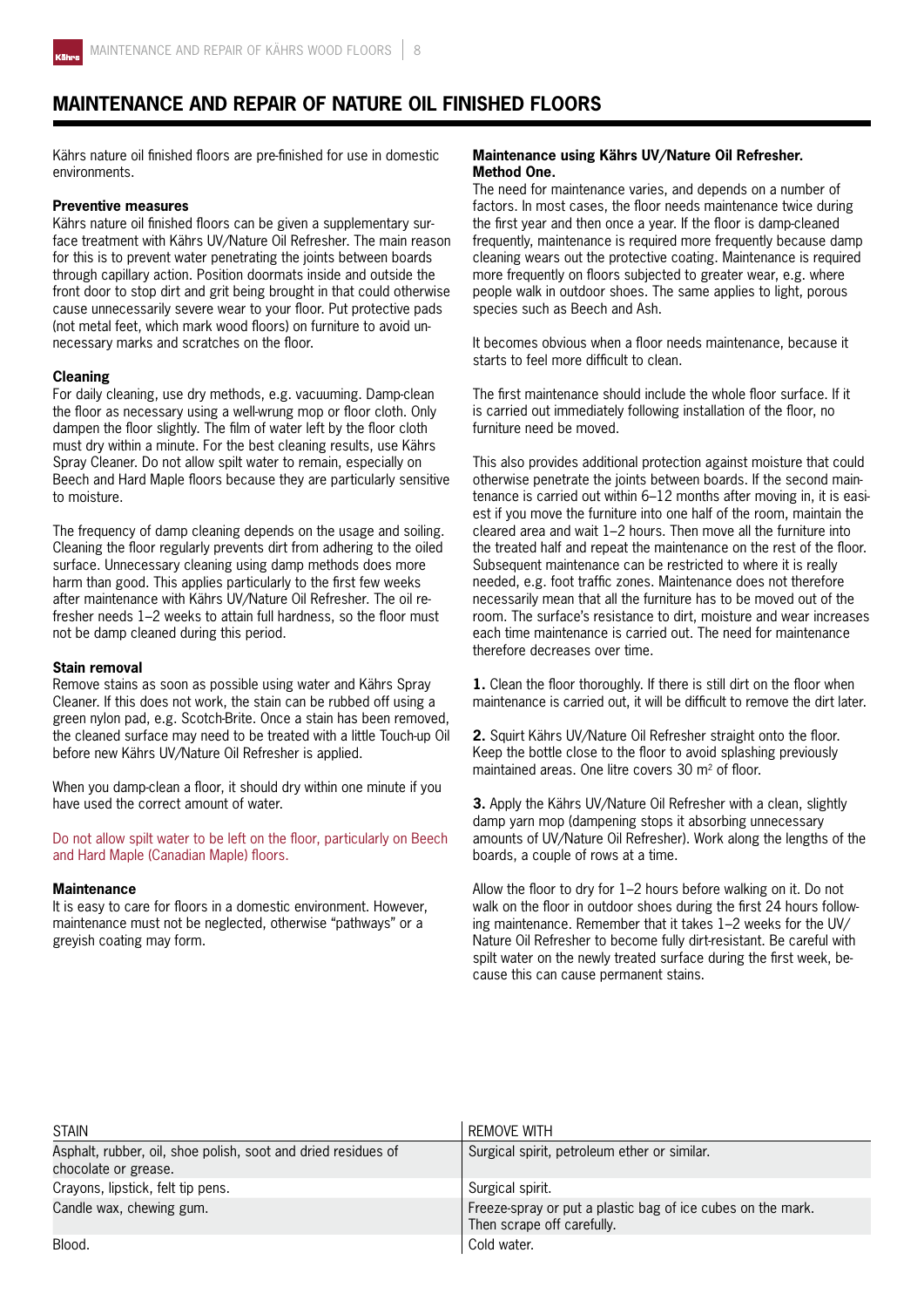# MAINTENANCE AND REPAIR OF NATURE OIL FINISHED FLOORS

Kährs nature oil finished floors are pre-finished for use in domestic environments.

**Preventive measures**
Kährs nature oil finished floors can be given a supplementary surface treatment with Kährs UV/Nature Oil Refresher. The main reason for this is to prevent water penetrating the joints between boards through capillary action. Position doormats inside and outside the front door to stop dirt and grit being brought in that could otherwise cause unnecessarily severe wear to your floor. Put protective pads (not metal feet, which mark wood floors) on furniture to avoid unnecessary marks and scratches on the floor.

**Cleaning**
For daily cleaning, use dry methods, e.g. vacuuming. Damp-clean the floor as necessary using a well-wrung mop or floor cloth. Only dampen the floor slightly. The film of water left by the floor cloth must dry within a minute. For the best cleaning results, use Kährs Spray Cleaner. Do not allow spilt water to remain, especially on Beech and Hard Maple floors because they are particularly sensitive to moisture.

The frequency of damp cleaning depends on the usage and soiling. Cleaning the floor regularly prevents dirt from adhering to the oiled surface. Unnecessary cleaning using damp methods does more harm than good. This applies particularly to the first few weeks after maintenance with Kährs UV/Nature Oil Refresher. The oil refresher needs 1–2 weeks to attain full hardness, so the floor must not be damp cleaned during this period.

**Stain removal**
Remove stains as soon as possible using water and Kährs Spray Cleaner. If this does not work, the stain can be rubbed off using a green nylon pad, e.g. Scotch-Brite. Once a stain has been removed, the cleaned surface may need to be treated with a little Touch-up Oil before new Kährs UV/Nature Oil Refresher is applied.

When you damp-clean a floor, it should dry within one minute if you have used the correct amount of water.

Do not allow spilt water to be left on the floor, particularly on Beech and Hard Maple (Canadian Maple) floors.

**Maintenance**
It is easy to care for floors in a domestic environment. However, maintenance must not be neglected, otherwise "pathways" or a greyish coating may form.

**Maintenance using Kährs UV/Nature Oil Refresher. Method One.**
The need for maintenance varies, and depends on a number of factors. In most cases, the floor needs maintenance twice during the first year and then once a year. If the floor is damp-cleaned frequently, maintenance is required more frequently because damp cleaning wears out the protective coating. Maintenance is required more frequently on floors subjected to greater wear, e.g. where people walk in outdoor shoes. The same applies to light, porous species such as Beech and Ash.

It becomes obvious when a floor needs maintenance, because it starts to feel more difficult to clean.

The first maintenance should include the whole floor surface. If it is carried out immediately following installation of the floor, no furniture need be moved.

This also provides additional protection against moisture that could otherwise penetrate the joints between boards. If the second maintenance is carried out within 6–12 months after moving in, it is easiest if you move the furniture into one half of the room, maintain the cleared area and wait 1–2 hours. Then move all the furniture into the treated half and repeat the maintenance on the rest of the floor. Subsequent maintenance can be restricted to where it is really needed, e.g. foot traffic zones. Maintenance does not therefore necessarily mean that all the furniture has to be moved out of the room. The surface's resistance to dirt, moisture and wear increases each time maintenance is carried out. The need for maintenance therefore decreases over time.

**1.** Clean the floor thoroughly. If there is still dirt on the floor when maintenance is carried out, it will be difficult to remove the dirt later.

**2.** Squirt Kährs UV/Nature Oil Refresher straight onto the floor. Keep the bottle close to the floor to avoid splashing previously maintained areas. One litre covers 30 m$^2$ of floor.

**3.** Apply the Kährs UV/Nature Oil Refresher with a clean, slightly damp yarn mop (dampening stops it absorbing unnecessary amounts of UV/Nature Oil Refresher). Work along the lengths of the boards, a couple of rows at a time.

Allow the floor to dry for 1–2 hours before walking on it. Do not walk on the floor in outdoor shoes during the first 24 hours following maintenance. Remember that it takes 1–2 weeks for the UV/Nature Oil Refresher to become fully dirt-resistant. Be careful with spilt water on the newly treated surface during the first week, because this can cause permanent stains.

| STAIN | REMOVE WITH |
|---|---|
| Asphalt, rubber, oil, shoe polish, soot and dried residues of chocolate or grease. | Surgical spirit, petroleum ether or similar. |
| Crayons, lipstick, felt tip pens. | Surgical spirit. |
| Candle wax, chewing gum. | Freeze-spray or put a plastic bag of ice cubes on the mark. Then scrape off carefully. |
| Blood. | Cold water. |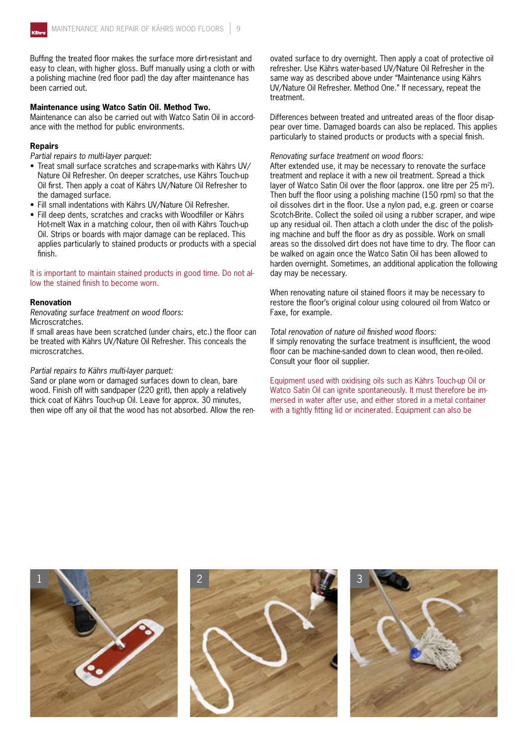Buffing the treated floor makes the surface more dirt-resistant and easy to clean, with higher gloss. Buff manually using a cloth or with a polishing machine (red floor pad) the day after maintenance has been carried out.

**Maintenance using Watco Satin Oil. Method Two.**
Maintenance can also be carried out with Watco Satin Oil in accordance with the method for public environments.

**Repairs**
*Partial repairs to multi-layer parquet:*

- Treat small surface scratches and scrape-marks with Kährs UV/Nature Oil Refresher. On deeper scratches, use Kährs Touch-up Oil first. Then apply a coat of Kährs UV/Nature Oil Refresher to the damaged surface.
- Fill small indentations with Kährs UV/Nature Oil Refresher.
- Fill deep dents, scratches and cracks with Woodfiller or Kährs Hot-melt Wax in a matching colour, then oil with Kährs Touch-up Oil. Strips or boards with major damage can be replaced. This applies particularly to stained products or products with a special finish.

It is important to maintain stained products in good time. Do not allow the stained finish to become worn.

**Renovation**
*Renovating surface treatment on wood floors:*
Microscratches.
If small areas have been scratched (under chairs, etc.) the floor can be treated with Kährs UV/Nature Oil Refresher. This conceals the microscratches.

*Partial repairs to Kährs multi-layer parquet:*
Sand or plane worn or damaged surfaces down to clean, bare wood. Finish off with sandpaper (220 grit), then apply a relatively thick coat of Kährs Touch-up Oil. Leave for approx. 30 minutes, then wipe off any oil that the wood has not absorbed. Allow the renovated surface to dry overnight. Then apply a coat of protective oil refresher. Use Kährs water-based UV/Nature Oil Refresher in the same way as described above under "Maintenance using Kährs UV/Nature Oil Refresher. Method One." If necessary, repeat the treatment.

Differences between treated and untreated areas of the floor disappear over time. Damaged boards can also be replaced. This applies particularly to stained products or products with a special finish.

*Renovating surface treatment on wood floors:*
After extended use, it may be necessary to renovate the surface treatment and replace it with a new oil treatment. Spread a thick layer of Watco Satin Oil over the floor (approx. one litre per 25 m²). Then buff the floor using a polishing machine (150 rpm) so that the oil dissolves dirt in the floor. Use a nylon pad, e.g. green or coarse Scotch-Brite. Collect the soiled oil using a rubber scraper, and wipe up any residual oil. Then attach a cloth under the disc of the polishing machine and buff the floor as dry as possible. Work on small areas so the dissolved dirt does not have time to dry. The floor can be walked on again once the Watco Satin Oil has been allowed to harden overnight. Sometimes, an additional application the following day may be necessary.

When renovating nature oil stained floors it may be necessary to restore the floor's original colour using coloured oil from Watco or Faxe, for example.

*Total renovation of nature oil finished wood floors:*
If simply renovating the surface treatment is insufficient, the wood floor can be machine-sanded down to clean wood, then re-oiled. Consult your floor oil supplier.

Equipment used with oxidising oils such as Kährs Touch-up Oil or Watco Satin Oil can ignite spontaneously. It must therefore be immersed in water after use, and either stored in a metal container with a tightly fitting lid or incinerated. Equipment can also be

1

2

3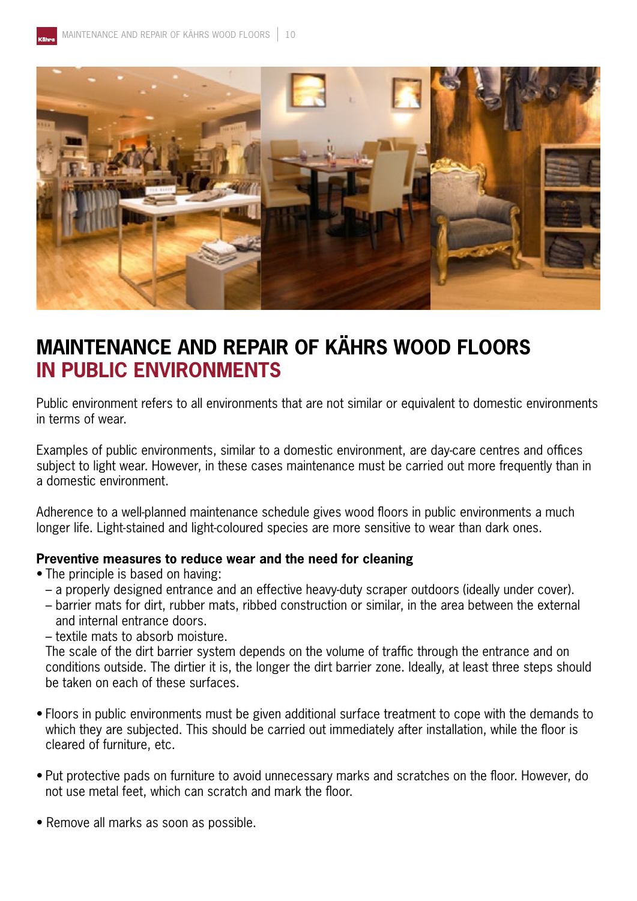# MAINTENANCE AND REPAIR OF KÄHRS WOOD FLOORS
## IN PUBLIC ENVIRONMENTS

Public environment refers to all environments that are not similar or equivalent to domestic environments in terms of wear.

Examples of public environments, similar to a domestic environment, are day-care centres and offices subject to light wear. However, in these cases maintenance must be carried out more frequently than in a domestic environment.

Adherence to a well-planned maintenance schedule gives wood floors in public environments a much longer life. Light-stained and light-coloured species are more sensitive to wear than dark ones.

**Preventive measures to reduce wear and the need for cleaning**

- The principle is based on having:
  - a properly designed entrance and an effective heavy-duty scraper outdoors (ideally under cover).
  - barrier mats for dirt, rubber mats, ribbed construction or similar, in the area between the external and internal entrance doors.
  - textile mats to absorb moisture.

  The scale of the dirt barrier system depends on the volume of traffic through the entrance and on conditions outside. The dirtier it is, the longer the dirt barrier zone. Ideally, at least three steps should be taken on each of these surfaces.

- Floors in public environments must be given additional surface treatment to cope with the demands to which they are subjected. This should be carried out immediately after installation, while the floor is cleared of furniture, etc.

- Put protective pads on furniture to avoid unnecessary marks and scratches on the floor. However, do not use metal feet, which can scratch and mark the floor.

- Remove all marks as soon as possible.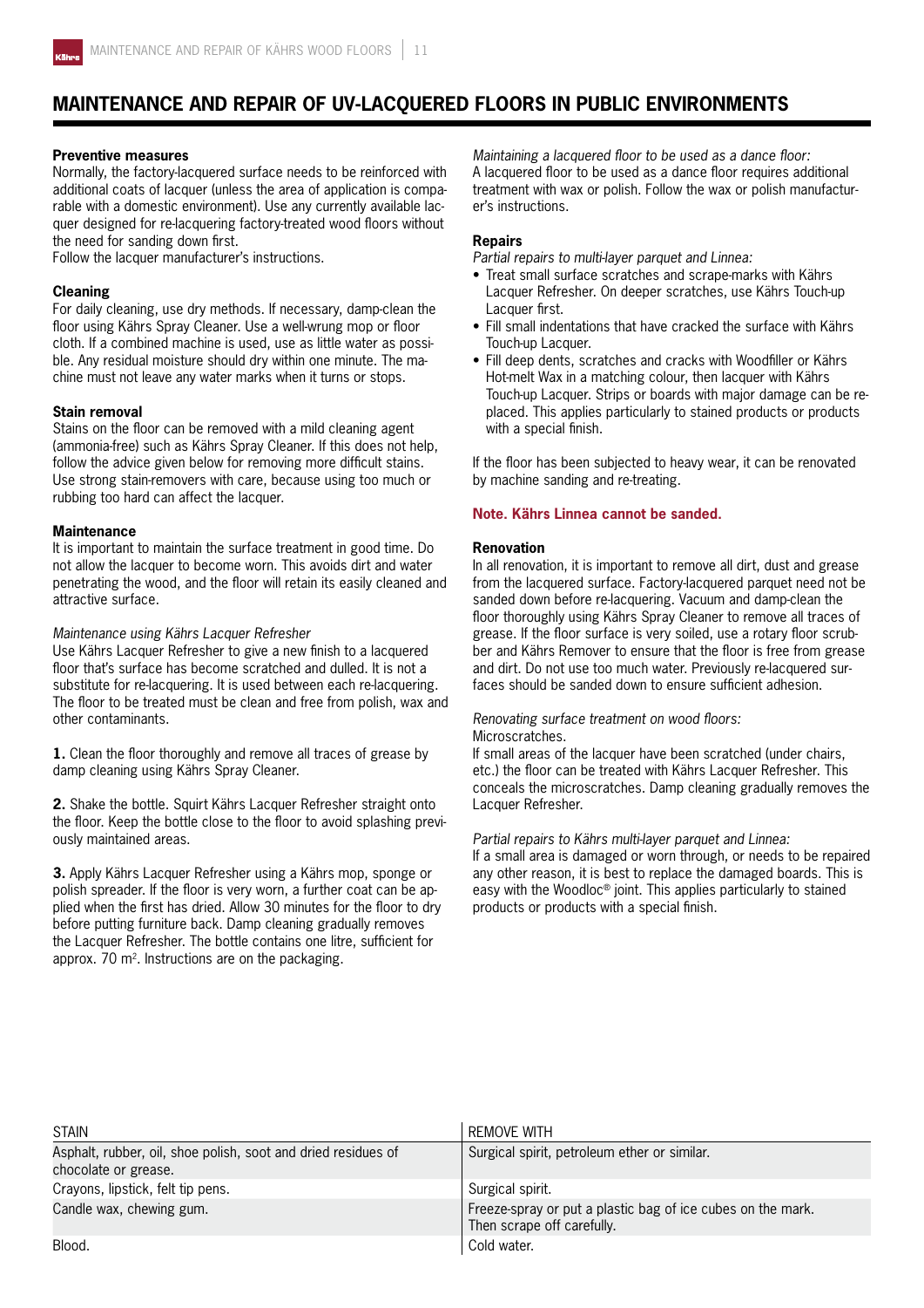# MAINTENANCE AND REPAIR OF UV-LACQUERED FLOORS IN PUBLIC ENVIRONMENTS

**Preventive measures**
Normally, the factory-lacquered surface needs to be reinforced with additional coats of lacquer (unless the area of application is comparable with a domestic environment). Use any currently available lacquer designed for re-lacquering factory-treated wood floors without the need for sanding down first.
Follow the lacquer manufacturer's instructions.

**Cleaning**
For daily cleaning, use dry methods. If necessary, damp-clean the floor using Kährs Spray Cleaner. Use a well-wrung mop or floor cloth. If a combined machine is used, use as little water as possible. Any residual moisture should dry within one minute. The machine must not leave any water marks when it turns or stops.

**Stain removal**
Stains on the floor can be removed with a mild cleaning agent (ammonia-free) such as Kährs Spray Cleaner. If this does not help, follow the advice given below for removing more difficult stains. Use strong stain-removers with care, because using too much or rubbing too hard can affect the lacquer.

**Maintenance**
It is important to maintain the surface treatment in good time. Do not allow the lacquer to become worn. This avoids dirt and water penetrating the wood, and the floor will retain its easily cleaned and attractive surface.

*Maintenance using Kährs Lacquer Refresher*
Use Kährs Lacquer Refresher to give a new finish to a lacquered floor that's surface has become scratched and dulled. It is not a substitute for re-lacquering. It is used between each re-lacquering. The floor to be treated must be clean and free from polish, wax and other contaminants.

**1.** Clean the floor thoroughly and remove all traces of grease by damp cleaning using Kährs Spray Cleaner.

**2.** Shake the bottle. Squirt Kährs Lacquer Refresher straight onto the floor. Keep the bottle close to the floor to avoid splashing previously maintained areas.

**3.** Apply Kährs Lacquer Refresher using a Kährs mop, sponge or polish spreader. If the floor is very worn, a further coat can be applied when the first has dried. Allow 30 minutes for the floor to dry before putting furniture back. Damp cleaning gradually removes the Lacquer Refresher. The bottle contains one litre, sufficient for approx. 70 m$^2$. Instructions are on the packaging.

*Maintaining a lacquered floor to be used as a dance floor:*
A lacquered floor to be used as a dance floor requires additional treatment with wax or polish. Follow the wax or polish manufacturer's instructions.

**Repairs**
*Partial repairs to multi-layer parquet and Linnea:*

- Treat small surface scratches and scrape-marks with Kährs Lacquer Refresher. On deeper scratches, use Kährs Touch-up Lacquer first.
- Fill small indentations that have cracked the surface with Kährs Touch-up Lacquer.
- Fill deep dents, scratches and cracks with Woodfiller or Kährs Hot-melt Wax in a matching colour, then lacquer with Kährs Touch-up Lacquer. Strips or boards with major damage can be replaced. This applies particularly to stained products or products with a special finish.

If the floor has been subjected to heavy wear, it can be renovated by machine sanding and re-treating.

**Note. Kährs Linnea cannot be sanded.**

**Renovation**
In all renovation, it is important to remove all dirt, dust and grease from the lacquered surface. Factory-lacquered parquet need not be sanded down before re-lacquering. Vacuum and damp-clean the floor thoroughly using Kährs Spray Cleaner to remove all traces of grease. If the floor surface is very soiled, use a rotary floor scrubber and Kährs Remover to ensure that the floor is free from grease and dirt. Do not use too much water. Previously re-lacquered surfaces should be sanded down to ensure sufficient adhesion.

*Renovating surface treatment on wood floors:*
Microscratches.
If small areas of the lacquer have been scratched (under chairs, etc.) the floor can be treated with Kährs Lacquer Refresher. This conceals the microscratches. Damp cleaning gradually removes the Lacquer Refresher.

*Partial repairs to Kährs multi-layer parquet and Linnea:*
If a small area is damaged or worn through, or needs to be repaired any other reason, it is best to replace the damaged boards. This is easy with the Woodloc® joint. This applies particularly to stained products or products with a special finish.

| STAIN | REMOVE WITH |
|---|---|
| Asphalt, rubber, oil, shoe polish, soot and dried residues of chocolate or grease. | Surgical spirit, petroleum ether or similar. |
| Crayons, lipstick, felt tip pens. | Surgical spirit. |
| Candle wax, chewing gum. | Freeze-spray or put a plastic bag of ice cubes on the mark. Then scrape off carefully. |
| Blood. | Cold water. |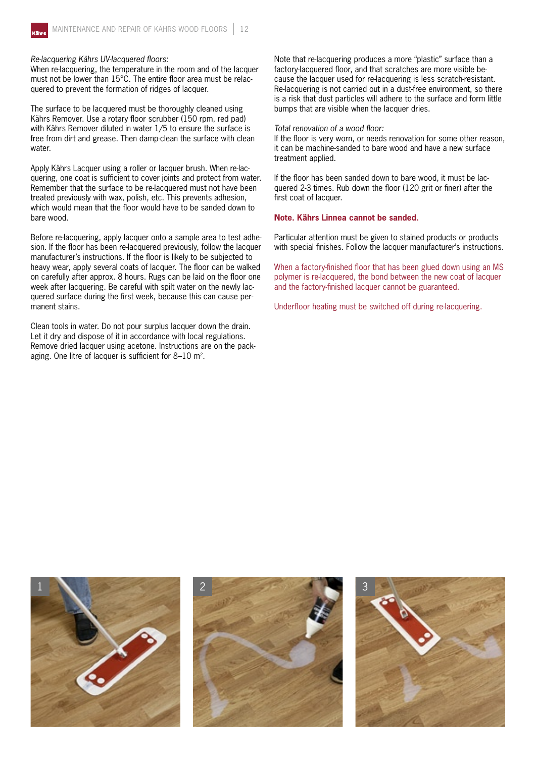*Re-lacquering Kährs UV-lacquered floors:*
When re-lacquering, the temperature in the room and of the lacquer must not be lower than 15°C. The entire floor area must be relacquered to prevent the formation of ridges of lacquer.

The surface to be lacquered must be thoroughly cleaned using Kährs Remover. Use a rotary floor scrubber (150 rpm, red pad) with Kährs Remover diluted in water 1/5 to ensure the surface is free from dirt and grease. Then damp-clean the surface with clean water.

Apply Kährs Lacquer using a roller or lacquer brush. When re-lacquering, one coat is sufficient to cover joints and protect from water. Remember that the surface to be re-lacquered must not have been treated previously with wax, polish, etc. This prevents adhesion, which would mean that the floor would have to be sanded down to bare wood.

Before re-lacquering, apply lacquer onto a sample area to test adhesion. If the floor has been re-lacquered previously, follow the lacquer manufacturer's instructions. If the floor is likely to be subjected to heavy wear, apply several coats of lacquer. The floor can be walked on carefully after approx. 8 hours. Rugs can be laid on the floor one week after lacquering. Be careful with spilt water on the newly lacquered surface during the first week, because this can cause permanent stains.

Clean tools in water. Do not pour surplus lacquer down the drain. Let it dry and dispose of it in accordance with local regulations. Remove dried lacquer using acetone. Instructions are on the packaging. One litre of lacquer is sufficient for 8–10 m².

Note that re-lacquering produces a more "plastic" surface than a factory-lacquered floor, and that scratches are more visible because the lacquer used for re-lacquering is less scratch-resistant. Re-lacquering is not carried out in a dust-free environment, so there is a risk that dust particles will adhere to the surface and form little bumps that are visible when the lacquer dries.

*Total renovation of a wood floor:*
If the floor is very worn, or needs renovation for some other reason, it can be machine-sanded to bare wood and have a new surface treatment applied.

If the floor has been sanded down to bare wood, it must be lacquered 2-3 times. Rub down the floor (120 grit or finer) after the first coat of lacquer.

**Note. Kährs Linnea cannot be sanded.**

Particular attention must be given to stained products or products with special finishes. Follow the lacquer manufacturer's instructions.

When a factory-finished floor that has been glued down using an MS polymer is re-lacquered, the bond between the new coat of lacquer and the factory-finished lacquer cannot be guaranteed.

Underfloor heating must be switched off during re-lacquering.

1

2

3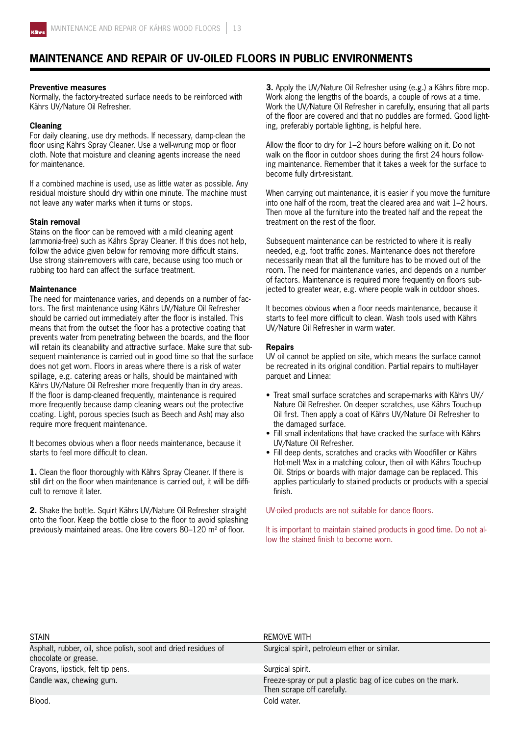# MAINTENANCE AND REPAIR OF UV-OILED FLOORS IN PUBLIC ENVIRONMENTS

### Preventive measures

Normally, the factory-treated surface needs to be reinforced with Kährs UV/Nature Oil Refresher.

### Cleaning

For daily cleaning, use dry methods. If necessary, damp-clean the floor using Kährs Spray Cleaner. Use a well-wrung mop or floor cloth. Note that moisture and cleaning agents increase the need for maintenance.

If a combined machine is used, use as little water as possible. Any residual moisture should dry within one minute. The machine must not leave any water marks when it turns or stops.

### Stain removal

Stains on the floor can be removed with a mild cleaning agent (ammonia-free) such as Kährs Spray Cleaner. If this does not help, follow the advice given below for removing more difficult stains. Use strong stain-removers with care, because using too much or rubbing too hard can affect the surface treatment.

### Maintenance

The need for maintenance varies, and depends on a number of factors. The first maintenance using Kährs UV/Nature Oil Refresher should be carried out immediately after the floor is installed. This means that from the outset the floor has a protective coating that prevents water from penetrating between the boards, and the floor will retain its cleanability and attractive surface. Make sure that subsequent maintenance is carried out in good time so that the surface does not get worn. Floors in areas where there is a risk of water spillage, e.g. catering areas or halls, should be maintained with Kährs UV/Nature Oil Refresher more frequently than in dry areas. If the floor is damp-cleaned frequently, maintenance is required more frequently because damp cleaning wears out the protective coating. Light, porous species (such as Beech and Ash) may also require more frequent maintenance.

It becomes obvious when a floor needs maintenance, because it starts to feel more difficult to clean.

**1.** Clean the floor thoroughly with Kährs Spray Cleaner. If there is still dirt on the floor when maintenance is carried out, it will be difficult to remove it later.

**2.** Shake the bottle. Squirt Kährs UV/Nature Oil Refresher straight onto the floor. Keep the bottle close to the floor to avoid splashing previously maintained areas. One litre covers 80–120 m² of floor.

**3.** Apply the UV/Nature Oil Refresher using (e.g.) a Kährs fibre mop. Work along the lengths of the boards, a couple of rows at a time. Work the UV/Nature Oil Refresher in carefully, ensuring that all parts of the floor are covered and that no puddles are formed. Good lighting, preferably portable lighting, is helpful here.

Allow the floor to dry for 1–2 hours before walking on it. Do not walk on the floor in outdoor shoes during the first 24 hours following maintenance. Remember that it takes a week for the surface to become fully dirt-resistant.

When carrying out maintenance, it is easier if you move the furniture into one half of the room, treat the cleared area and wait 1–2 hours. Then move all the furniture into the treated half and the repeat the treatment on the rest of the floor.

Subsequent maintenance can be restricted to where it is really needed, e.g. foot traffic zones. Maintenance does not therefore necessarily mean that all the furniture has to be moved out of the room. The need for maintenance varies, and depends on a number of factors. Maintenance is required more frequently on floors subjected to greater wear, e.g. where people walk in outdoor shoes.

It becomes obvious when a floor needs maintenance, because it starts to feel more difficult to clean. Wash tools used with Kährs UV/Nature Oil Refresher in warm water.

### Repairs

UV oil cannot be applied on site, which means the surface cannot be recreated in its original condition. Partial repairs to multi-layer parquet and Linnea:

- Treat small surface scratches and scrape-marks with Kährs UV/Nature Oil Refresher. On deeper scratches, use Kährs Touch-up Oil first. Then apply a coat of Kährs UV/Nature Oil Refresher to the damaged surface.
- Fill small indentations that have cracked the surface with Kährs UV/Nature Oil Refresher.
- Fill deep dents, scratches and cracks with Woodfiller or Kährs Hot-melt Wax in a matching colour, then oil with Kährs Touch-up Oil. Strips or boards with major damage can be replaced. This applies particularly to stained products or products with a special finish.

UV-oiled products are not suitable for dance floors.

It is important to maintain stained products in good time. Do not allow the stained finish to become worn.

| STAIN | REMOVE WITH |
|---|---|
| Asphalt, rubber, oil, shoe polish, soot and dried residues of chocolate or grease. | Surgical spirit, petroleum ether or similar. |
| Crayons, lipstick, felt tip pens. | Surgical spirit. |
| Candle wax, chewing gum. | Freeze-spray or put a plastic bag of ice cubes on the mark. Then scrape off carefully. |
| Blood. | Cold water. |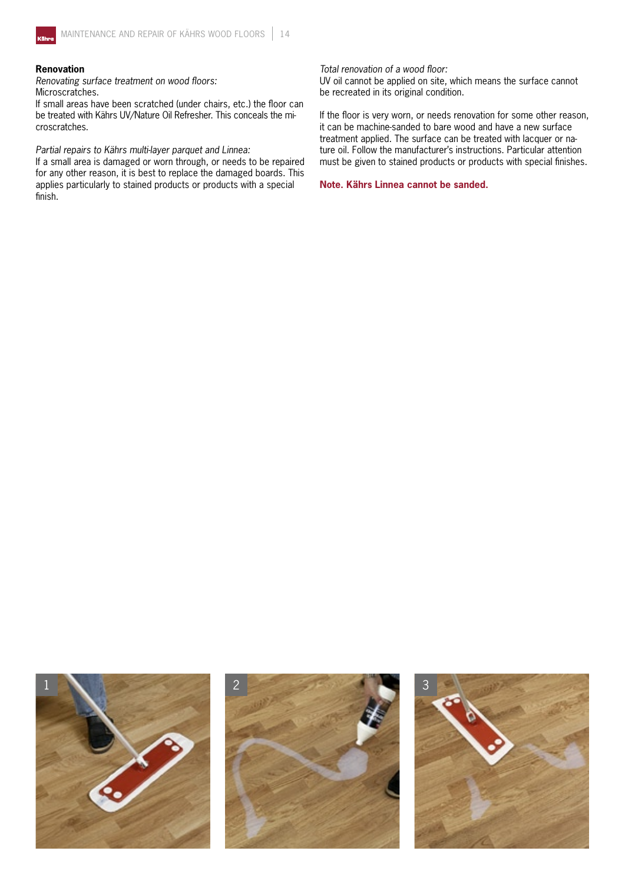## Renovation

*Renovating surface treatment on wood floors:*
Microscratches.
If small areas have been scratched (under chairs, etc.) the floor can be treated with Kährs UV/Nature Oil Refresher. This conceals the microscratches.

*Partial repairs to Kährs multi-layer parquet and Linnea:*
If a small area is damaged or worn through, or needs to be repaired for any other reason, it is best to replace the damaged boards. This applies particularly to stained products or products with a special finish.

*Total renovation of a wood floor:*
UV oil cannot be applied on site, which means the surface cannot be recreated in its original condition.

If the floor is very worn, or needs renovation for some other reason, it can be machine-sanded to bare wood and have a new surface treatment applied. The surface can be treated with lacquer or nature oil. Follow the manufacturer's instructions. Particular attention must be given to stained products or products with special finishes.

**Note. Kährs Linnea cannot be sanded.**

1

2

3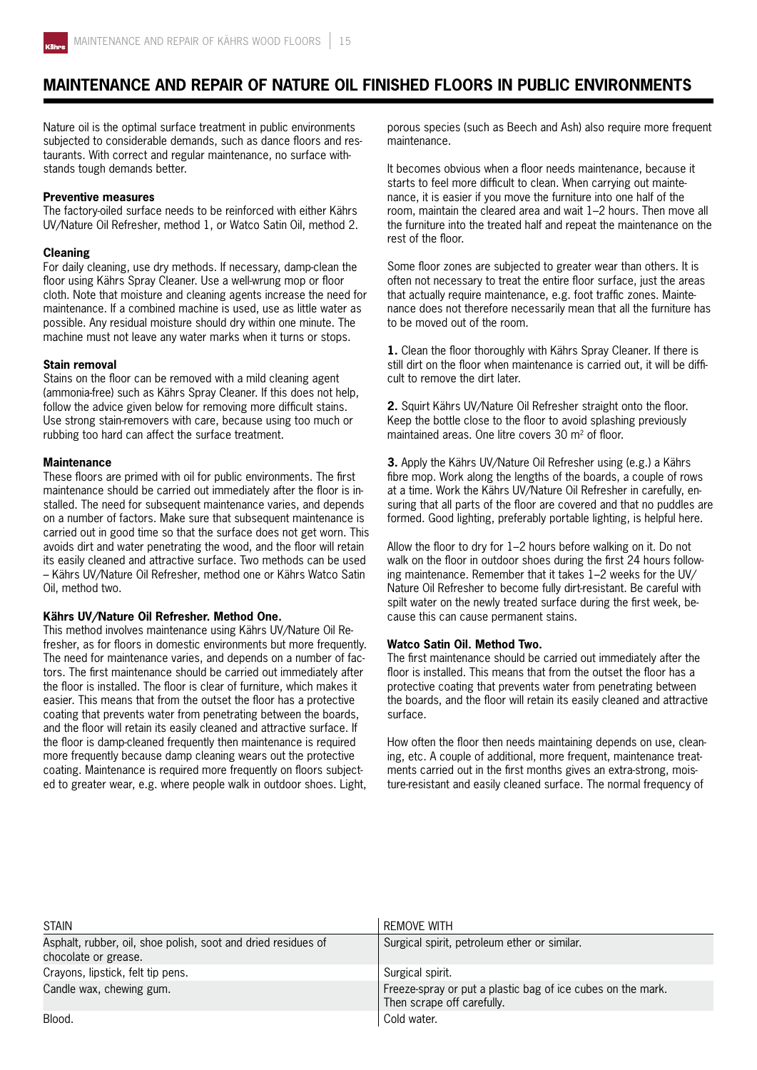## MAINTENANCE AND REPAIR OF NATURE OIL FINISHED FLOORS IN PUBLIC ENVIRONMENTS

Nature oil is the optimal surface treatment in public environments subjected to considerable demands, such as dance floors and restaurants. With correct and regular maintenance, no surface withstands tough demands better.

**Preventive measures**
The factory-oiled surface needs to be reinforced with either Kährs UV/Nature Oil Refresher, method 1, or Watco Satin Oil, method 2.

**Cleaning**
For daily cleaning, use dry methods. If necessary, damp-clean the floor using Kährs Spray Cleaner. Use a well-wrung mop or floor cloth. Note that moisture and cleaning agents increase the need for maintenance. If a combined machine is used, use as little water as possible. Any residual moisture should dry within one minute. The machine must not leave any water marks when it turns or stops.

**Stain removal**
Stains on the floor can be removed with a mild cleaning agent (ammonia-free) such as Kährs Spray Cleaner. If this does not help, follow the advice given below for removing more difficult stains. Use strong stain-removers with care, because using too much or rubbing too hard can affect the surface treatment.

**Maintenance**
These floors are primed with oil for public environments. The first maintenance should be carried out immediately after the floor is installed. The need for subsequent maintenance varies, and depends on a number of factors. Make sure that subsequent maintenance is carried out in good time so that the surface does not get worn. This avoids dirt and water penetrating the wood, and the floor will retain its easily cleaned and attractive surface. Two methods can be used – Kährs UV/Nature Oil Refresher, method one or Kährs Watco Satin Oil, method two.

**Kährs UV/Nature Oil Refresher. Method One.**
This method involves maintenance using Kährs UV/Nature Oil Refresher, as for floors in domestic environments but more frequently. The need for maintenance varies, and depends on a number of factors. The first maintenance should be carried out immediately after the floor is installed. The floor is clear of furniture, which makes it easier. This means that from the outset the floor has a protective coating that prevents water from penetrating between the boards, and the floor will retain its easily cleaned and attractive surface. If the floor is damp-cleaned frequently then maintenance is required more frequently because damp cleaning wears out the protective coating. Maintenance is required more frequently on floors subjected to greater wear, e.g. where people walk in outdoor shoes. Light, porous species (such as Beech and Ash) also require more frequent maintenance.

It becomes obvious when a floor needs maintenance, because it starts to feel more difficult to clean. When carrying out maintenance, it is easier if you move the furniture into one half of the room, maintain the cleared area and wait 1–2 hours. Then move all the furniture into the treated half and repeat the maintenance on the rest of the floor.

Some floor zones are subjected to greater wear than others. It is often not necessary to treat the entire floor surface, just the areas that actually require maintenance, e.g. foot traffic zones. Maintenance does not therefore necessarily mean that all the furniture has to be moved out of the room.

**1.** Clean the floor thoroughly with Kährs Spray Cleaner. If there is still dirt on the floor when maintenance is carried out, it will be difficult to remove the dirt later.

**2.** Squirt Kährs UV/Nature Oil Refresher straight onto the floor. Keep the bottle close to the floor to avoid splashing previously maintained areas. One litre covers 30 m² of floor.

**3.** Apply the Kährs UV/Nature Oil Refresher using (e.g.) a Kährs fibre mop. Work along the lengths of the boards, a couple of rows at a time. Work the Kährs UV/Nature Oil Refresher in carefully, ensuring that all parts of the floor are covered and that no puddles are formed. Good lighting, preferably portable lighting, is helpful here.

Allow the floor to dry for 1–2 hours before walking on it. Do not walk on the floor in outdoor shoes during the first 24 hours following maintenance. Remember that it takes 1–2 weeks for the UV/ Nature Oil Refresher to become fully dirt-resistant. Be careful with spilt water on the newly treated surface during the first week, because this can cause permanent stains.

**Watco Satin Oil. Method Two.**
The first maintenance should be carried out immediately after the floor is installed. This means that from the outset the floor has a protective coating that prevents water from penetrating between the boards, and the floor will retain its easily cleaned and attractive surface.

How often the floor then needs maintaining depends on use, cleaning, etc. A couple of additional, more frequent, maintenance treatments carried out in the first months gives an extra-strong, moisture-resistant and easily cleaned surface. The normal frequency of

| STAIN | REMOVE WITH |
|---|---|
| Asphalt, rubber, oil, shoe polish, soot and dried residues of chocolate or grease. | Surgical spirit, petroleum ether or similar. |
| Crayons, lipstick, felt tip pens. | Surgical spirit. |
| Candle wax, chewing gum. | Freeze-spray or put a plastic bag of ice cubes on the mark. Then scrape off carefully. |
| Blood. | Cold water. |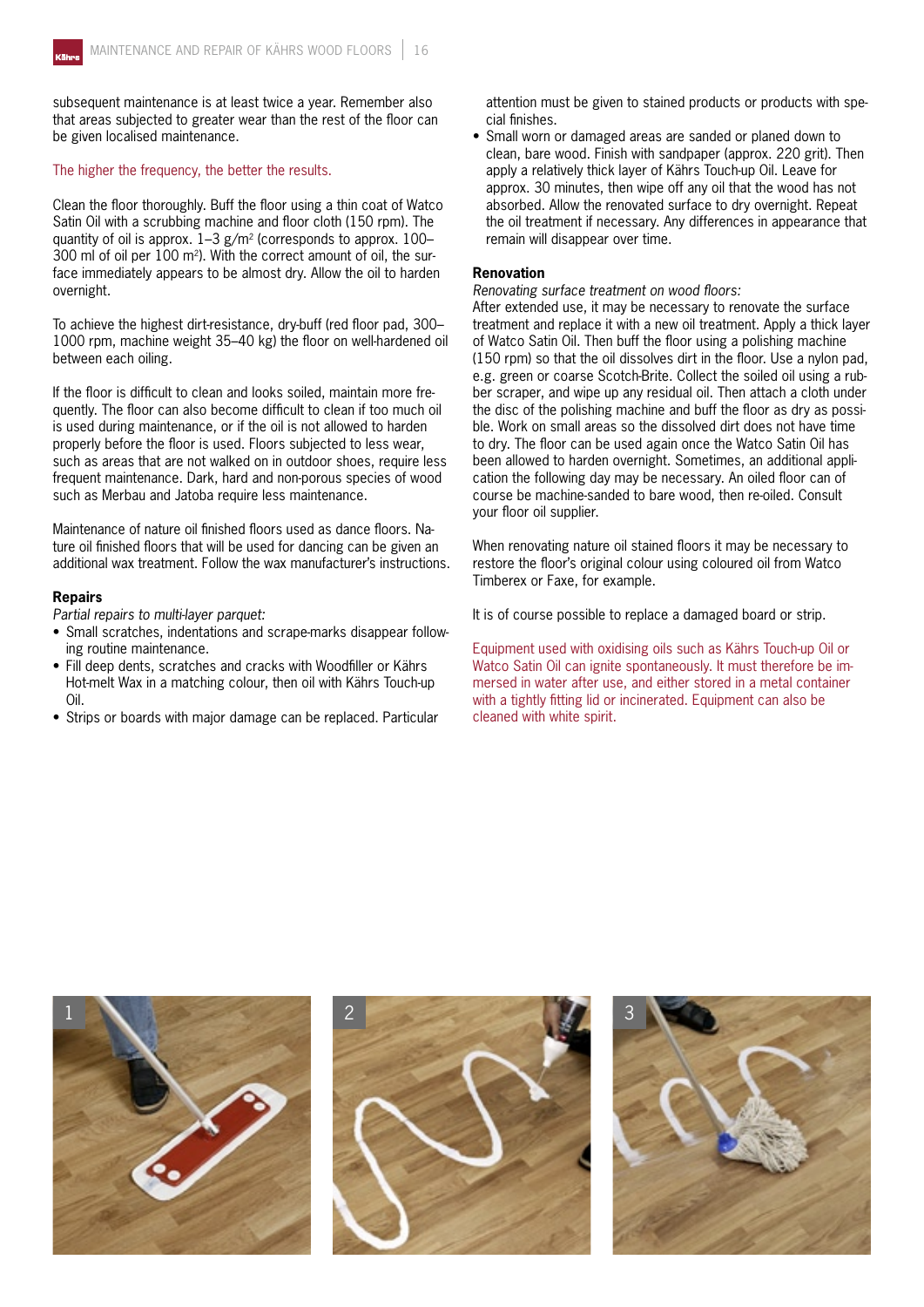subsequent maintenance is at least twice a year. Remember also that areas subjected to greater wear than the rest of the floor can be given localised maintenance.

The higher the frequency, the better the results.

Clean the floor thoroughly. Buff the floor using a thin coat of Watco Satin Oil with a scrubbing machine and floor cloth (150 rpm). The quantity of oil is approx. 1–3 g/m² (corresponds to approx. 100–300 ml of oil per 100 m²). With the correct amount of oil, the surface immediately appears to be almost dry. Allow the oil to harden overnight.

To achieve the highest dirt-resistance, dry-buff (red floor pad, 300–1000 rpm, machine weight 35–40 kg) the floor on well-hardened oil between each oiling.

If the floor is difficult to clean and looks soiled, maintain more frequently. The floor can also become difficult to clean if too much oil is used during maintenance, or if the oil is not allowed to harden properly before the floor is used. Floors subjected to less wear, such as areas that are not walked on in outdoor shoes, require less frequent maintenance. Dark, hard and non-porous species of wood such as Merbau and Jatoba require less maintenance.

Maintenance of nature oil finished floors used as dance floors. Nature oil finished floors that will be used for dancing can be given an additional wax treatment. Follow the wax manufacturer's instructions.

**Repairs**

*Partial repairs to multi-layer parquet:*

- Small scratches, indentations and scrape-marks disappear following routine maintenance.
- Fill deep dents, scratches and cracks with Woodfiller or Kährs Hot-melt Wax in a matching colour, then oil with Kährs Touch-up Oil.
- Strips or boards with major damage can be replaced. Particular attention must be given to stained products or products with special finishes.
- Small worn or damaged areas are sanded or planed down to clean, bare wood. Finish with sandpaper (approx. 220 grit). Then apply a relatively thick layer of Kährs Touch-up Oil. Leave for approx. 30 minutes, then wipe off any oil that the wood has not absorbed. Allow the renovated surface to dry overnight. Repeat the oil treatment if necessary. Any differences in appearance that remain will disappear over time.

**Renovation**

*Renovating surface treatment on wood floors:*

After extended use, it may be necessary to renovate the surface treatment and replace it with a new oil treatment. Apply a thick layer of Watco Satin Oil. Then buff the floor using a polishing machine (150 rpm) so that the oil dissolves dirt in the floor. Use a nylon pad, e.g. green or coarse Scotch-Brite. Collect the soiled oil using a rubber scraper, and wipe up any residual oil. Then attach a cloth under the disc of the polishing machine and buff the floor as dry as possible. Work on small areas so the dissolved dirt does not have time to dry. The floor can be used again once the Watco Satin Oil has been allowed to harden overnight. Sometimes, an additional application the following day may be necessary. An oiled floor can of course be machine-sanded to bare wood, then re-oiled. Consult your floor oil supplier.

When renovating nature oil stained floors it may be necessary to restore the floor's original colour using coloured oil from Watco Timberex or Faxe, for example.

It is of course possible to replace a damaged board or strip.

Equipment used with oxidising oils such as Kährs Touch-up Oil or Watco Satin Oil can ignite spontaneously. It must therefore be immersed in water after use, and either stored in a metal container with a tightly fitting lid or incinerated. Equipment can also be cleaned with white spirit.

1

2

3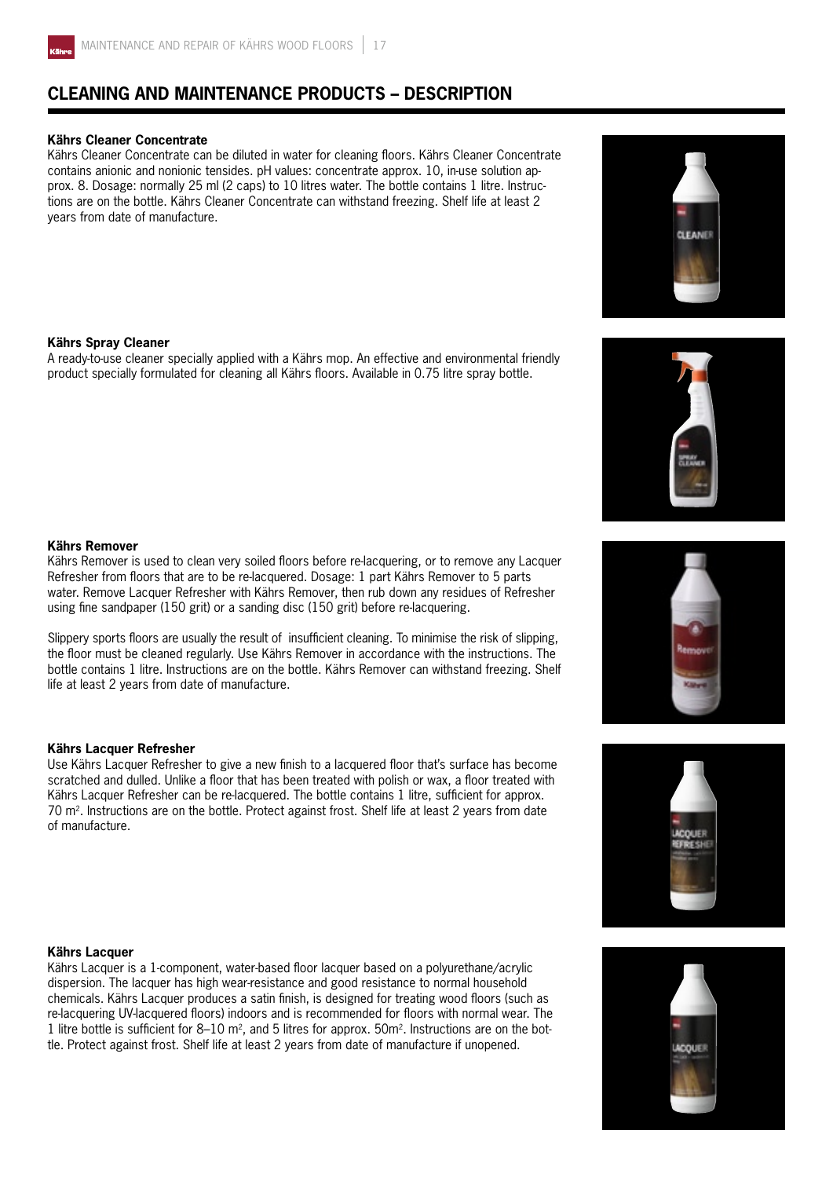## CLEANING AND MAINTENANCE PRODUCTS – DESCRIPTION

**Kährs Cleaner Concentrate**

Kährs Cleaner Concentrate can be diluted in water for cleaning floors. Kährs Cleaner Concentrate contains anionic and nonionic tensides. pH values: concentrate approx. 10, in-use solution approx. 8. Dosage: normally 25 ml (2 caps) to 10 litres water. The bottle contains 1 litre. Instructions are on the bottle. Kährs Cleaner Concentrate can withstand freezing. Shelf life at least 2 years from date of manufacture.

**Kährs Spray Cleaner**

A ready-to-use cleaner specially applied with a Kährs mop. An effective and environmental friendly product specially formulated for cleaning all Kährs floors. Available in 0.75 litre spray bottle.

**Kährs Remover**

Kährs Remover is used to clean very soiled floors before re-lacquering, or to remove any Lacquer Refresher from floors that are to be re-lacquered. Dosage: 1 part Kährs Remover to 5 parts water. Remove Lacquer Refresher with Kährs Remover, then rub down any residues of Refresher using fine sandpaper (150 grit) or a sanding disc (150 grit) before re-lacquering.

Slippery sports floors are usually the result of insufficient cleaning. To minimise the risk of slipping, the floor must be cleaned regularly. Use Kährs Remover in accordance with the instructions. The bottle contains 1 litre. Instructions are on the bottle. Kährs Remover can withstand freezing. Shelf life at least 2 years from date of manufacture.

**Kährs Lacquer Refresher**

Use Kährs Lacquer Refresher to give a new finish to a lacquered floor that's surface has become scratched and dulled. Unlike a floor that has been treated with polish or wax, a floor treated with Kährs Lacquer Refresher can be re-lacquered. The bottle contains 1 litre, sufficient for approx. 70 $m^2$. Instructions are on the bottle. Protect against frost. Shelf life at least 2 years from date of manufacture.

**Kährs Lacquer**

Kährs Lacquer is a 1-component, water-based floor lacquer based on a polyurethane/acrylic dispersion. The lacquer has high wear-resistance and good resistance to normal household chemicals. Kährs Lacquer produces a satin finish, is designed for treating wood floors (such as re-lacquering UV-lacquered floors) indoors and is recommended for floors with normal wear. The 1 litre bottle is sufficient for 8–10 $m^2$, and 5 litres for approx. 50$m^2$. Instructions are on the bottle. Protect against frost. Shelf life at least 2 years from date of manufacture if unopened.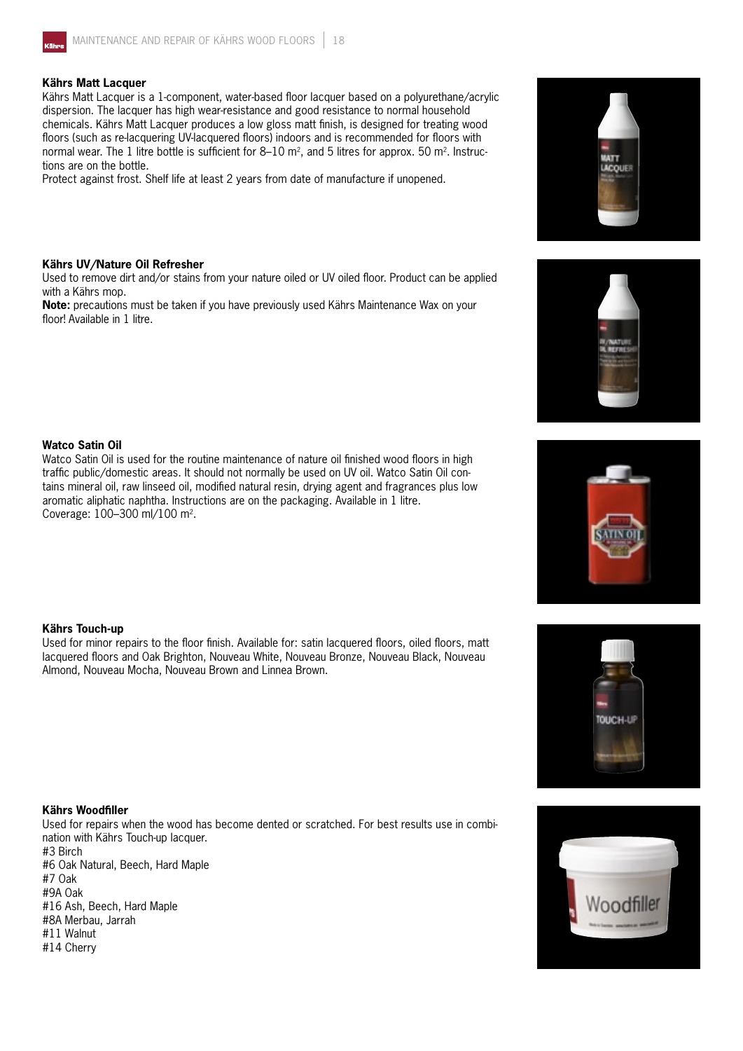### Kährs Matt Lacquer

Kährs Matt Lacquer is a 1-component, water-based floor lacquer based on a polyurethane/acrylic dispersion. The lacquer has high wear-resistance and good resistance to normal household chemicals. Kährs Matt Lacquer produces a low gloss matt finish, is designed for treating wood floors (such as re-lacquering UV-lacquered floors) indoors and is recommended for floors with normal wear. The 1 litre bottle is sufficient for 8–10 m², and 5 litres for approx. 50 m². Instructions are on the bottle.

Protect against frost. Shelf life at least 2 years from date of manufacture if unopened.

### Kährs UV/Nature Oil Refresher

Used to remove dirt and/or stains from your nature oiled or UV oiled floor. Product can be applied with a Kährs mop.

**Note:** precautions must be taken if you have previously used Kährs Maintenance Wax on your floor! Available in 1 litre.

### Watco Satin Oil

Watco Satin Oil is used for the routine maintenance of nature oil finished wood floors in high traffic public/domestic areas. It should not normally be used on UV oil. Watco Satin Oil contains mineral oil, raw linseed oil, modified natural resin, drying agent and fragrances plus low aromatic aliphatic naphtha. Instructions are on the packaging. Available in 1 litre.
Coverage: 100–300 ml/100 m².

### Kährs Touch-up

Used for minor repairs to the floor finish. Available for: satin lacquered floors, oiled floors, matt lacquered floors and Oak Brighton, Nouveau White, Nouveau Bronze, Nouveau Black, Nouveau Almond, Nouveau Mocha, Nouveau Brown and Linnea Brown.

### Kährs Woodfiller

Used for repairs when the wood has become dented or scratched. For best results use in combination with Kährs Touch-up lacquer.

#3 Birch
#6 Oak Natural, Beech, Hard Maple
#7 Oak
#9A Oak
#16 Ash, Beech, Hard Maple
#8A Merbau, Jarrah
#11 Walnut
#14 Cherry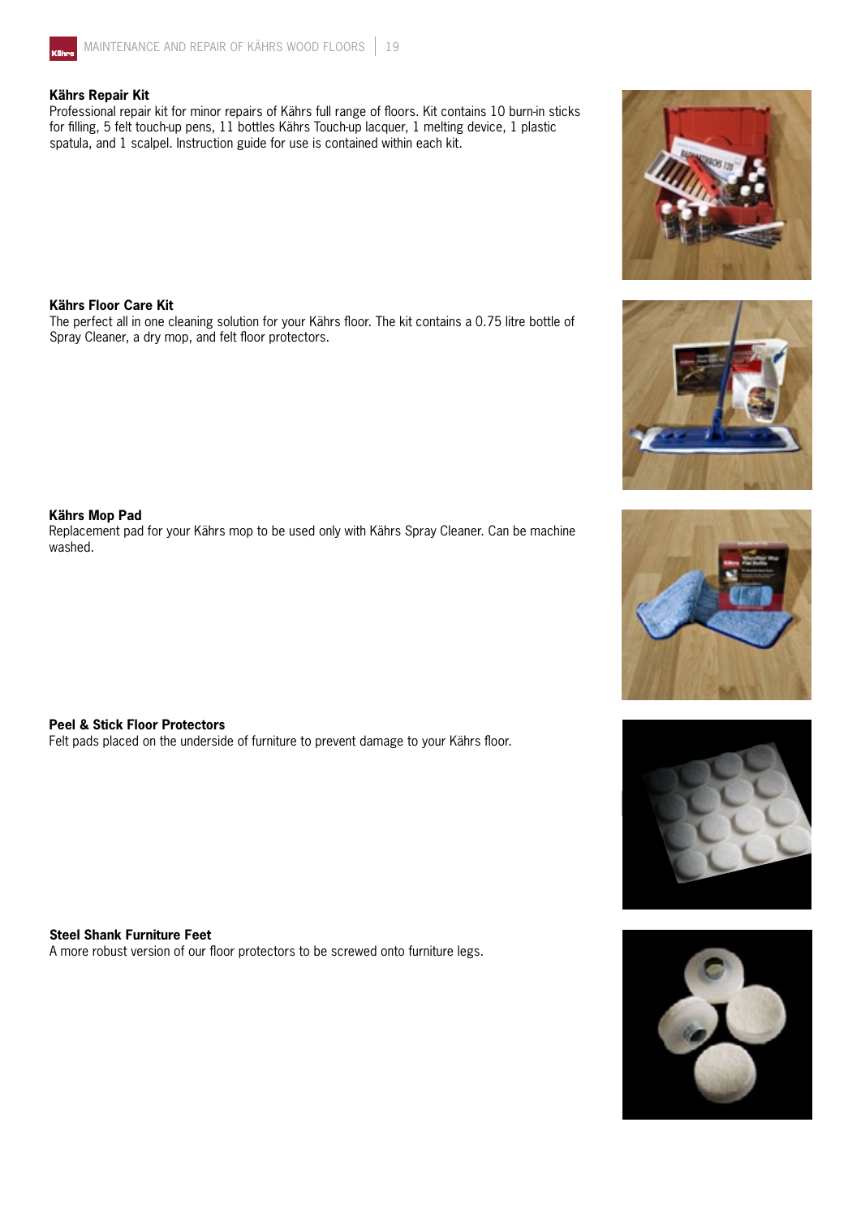**Kährs Repair Kit**
Professional repair kit for minor repairs of Kährs full range of floors. Kit contains 10 burn-in sticks for filling, 5 felt touch-up pens, 11 bottles Kährs Touch-up lacquer, 1 melting device, 1 plastic spatula, and 1 scalpel. Instruction guide for use is contained within each kit.

**Kährs Floor Care Kit**
The perfect all in one cleaning solution for your Kährs floor. The kit contains a 0.75 litre bottle of Spray Cleaner, a dry mop, and felt floor protectors.

**Kährs Mop Pad**
Replacement pad for your Kährs mop to be used only with Kährs Spray Cleaner. Can be machine washed.

**Peel & Stick Floor Protectors**
Felt pads placed on the underside of furniture to prevent damage to your Kährs floor.

**Steel Shank Furniture Feet**
A more robust version of our floor protectors to be screwed onto furniture legs.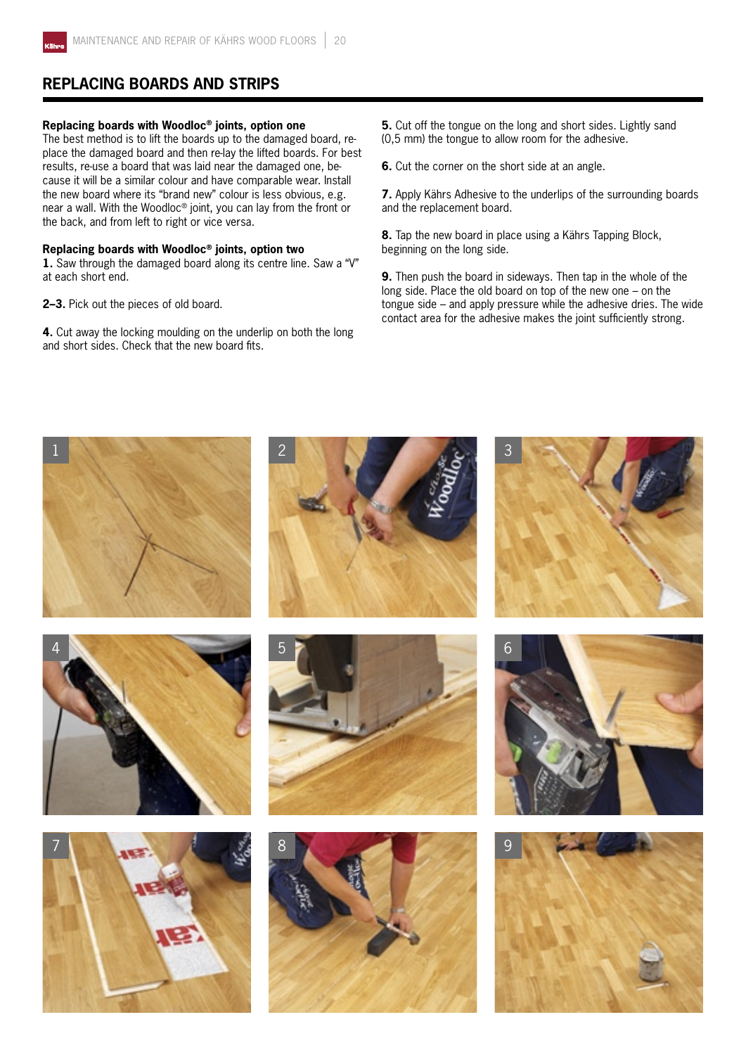## REPLACING BOARDS AND STRIPS

**Replacing boards with Woodloc® joints, option one**
The best method is to lift the boards up to the damaged board, replace the damaged board and then re-lay the lifted boards. For best results, re-use a board that was laid near the damaged one, because it will be a similar colour and have comparable wear. Install the new board where its "brand new" colour is less obvious, e.g. near a wall. With the Woodloc® joint, you can lay from the front or the back, and from left to right or vice versa.

**Replacing boards with Woodloc® joints, option two**
**1.** Saw through the damaged board along its centre line. Saw a "V" at each short end.

**2–3.** Pick out the pieces of old board.

**4.** Cut away the locking moulding on the underlip on both the long and short sides. Check that the new board fits.

**5.** Cut off the tongue on the long and short sides. Lightly sand (0,5 mm) the tongue to allow room for the adhesive.

**6.** Cut the corner on the short side at an angle.

**7.** Apply Kährs Adhesive to the underlips of the surrounding boards and the replacement board.

**8.** Tap the new board in place using a Kährs Tapping Block, beginning on the long side.

**9.** Then push the board in sideways. Then tap in the whole of the long side. Place the old board on top of the new one – on the tongue side – and apply pressure while the adhesive dries. The wide contact area for the adhesive makes the joint sufficiently strong.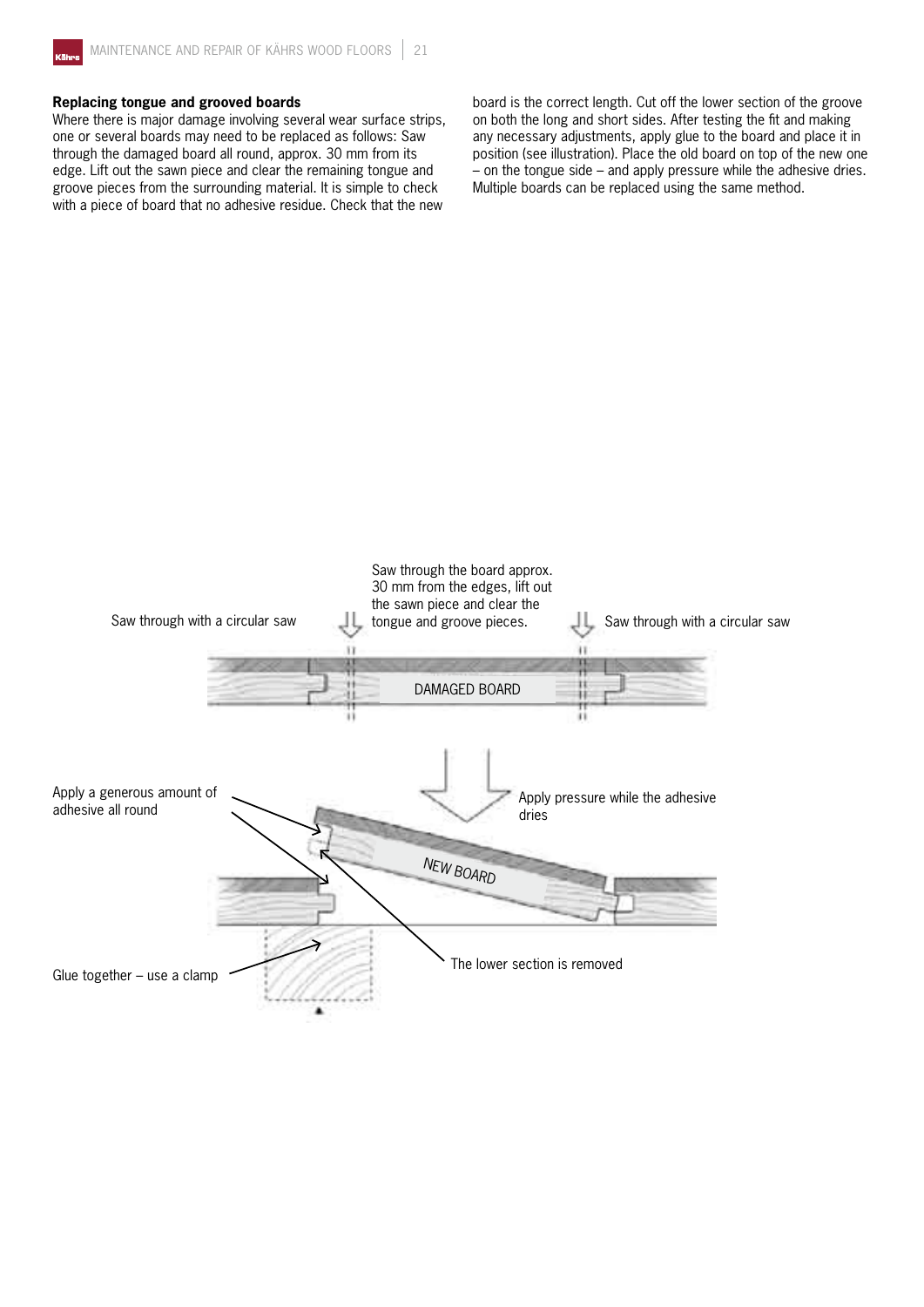**Replacing tongue and grooved boards**

Where there is major damage involving several wear surface strips, one or several boards may need to be replaced as follows: Saw through the damaged board all round, approx. 30 mm from its edge. Lift out the sawn piece and clear the remaining tongue and groove pieces from the surrounding material. It is simple to check with a piece of board that no adhesive residue. Check that the new board is the correct length. Cut off the lower section of the groove on both the long and short sides. After testing the fit and making any necessary adjustments, apply glue to the board and place it in position (see illustration). Place the old board on top of the new one – on the tongue side – and apply pressure while the adhesive dries. Multiple boards can be replaced using the same method.

Saw through with a circular saw

Saw through the board approx. 30 mm from the edges, lift out the sawn piece and clear the tongue and groove pieces.

Saw through with a circular saw

DAMAGED BOARD

Apply a generous amount of adhesive all round

Apply pressure while the adhesive dries

NEW BOARD

Glue together – use a clamp

The lower section is removed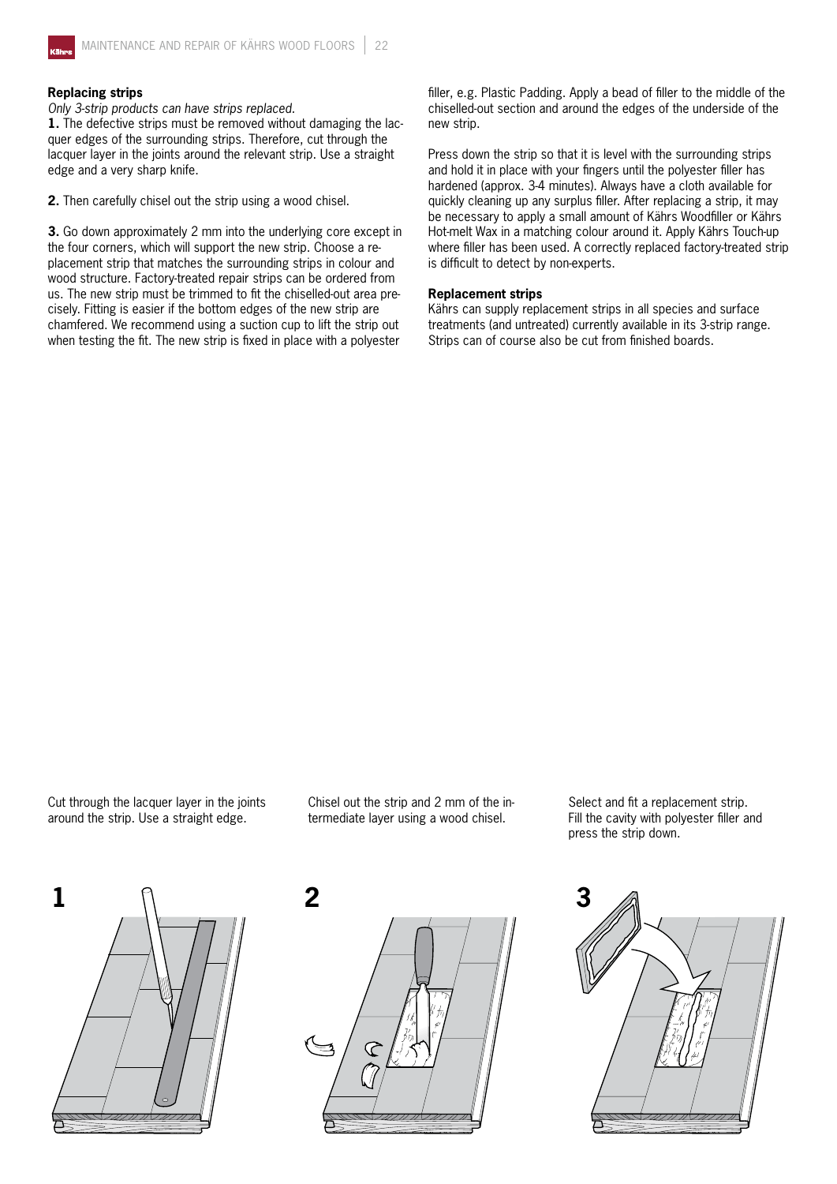### Replacing strips

*Only 3-strip products can have strips replaced.*

**1.** The defective strips must be removed without damaging the lacquer edges of the surrounding strips. Therefore, cut through the lacquer layer in the joints around the relevant strip. Use a straight edge and a very sharp knife.

**2.** Then carefully chisel out the strip using a wood chisel.

**3.** Go down approximately 2 mm into the underlying core except in the four corners, which will support the new strip. Choose a replacement strip that matches the surrounding strips in colour and wood structure. Factory-treated repair strips can be ordered from us. The new strip must be trimmed to fit the chiselled-out area precisely. Fitting is easier if the bottom edges of the new strip are chamfered. We recommend using a suction cup to lift the strip out when testing the fit. The new strip is fixed in place with a polyester filler, e.g. Plastic Padding. Apply a bead of filler to the middle of the chiselled-out section and around the edges of the underside of the new strip.

Press down the strip so that it is level with the surrounding strips and hold it in place with your fingers until the polyester filler has hardened (approx. 3-4 minutes). Always have a cloth available for quickly cleaning up any surplus filler. After replacing a strip, it may be necessary to apply a small amount of Kährs Woodfiller or Kährs Hot-melt Wax in a matching colour around it. Apply Kährs Touch-up where filler has been used. A correctly replaced factory-treated strip is difficult to detect by non-experts.

### Replacement strips

Kährs can supply replacement strips in all species and surface treatments (and untreated) currently available in its 3-strip range. Strips can of course also be cut from finished boards.

Cut through the lacquer layer in the joints around the strip. Use a straight edge.

Chisel out the strip and 2 mm of the intermediate layer using a wood chisel.

Select and fit a replacement strip. Fill the cavity with polyester filler and press the strip down.

1

2

3